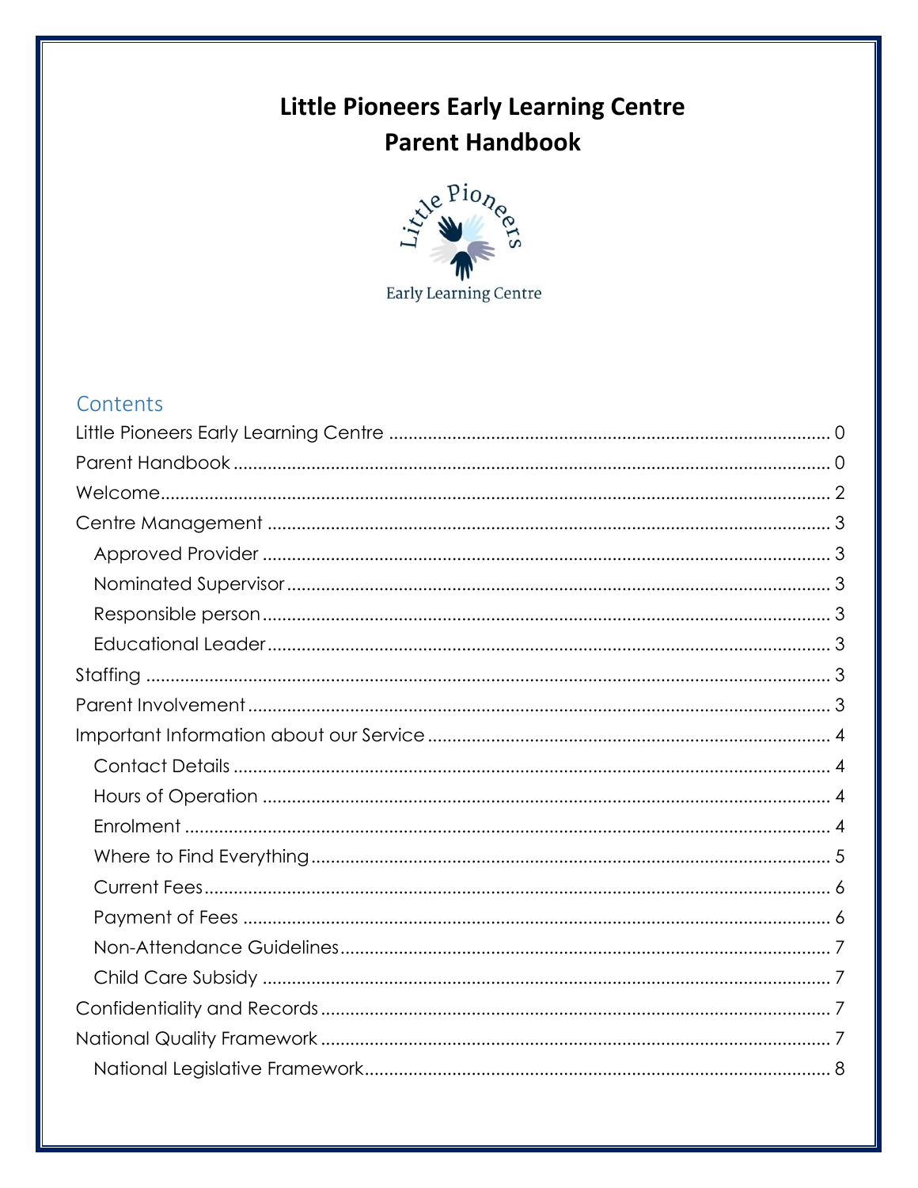# Little Pioneers Early Learning Centre
# Parent Handbook

## Contents

Little Pioneers Early Learning Centre ........................................ 0
Parent Handbook ........................................ 0
Welcome ........................................ 2
Centre Management ........................................ 3
- Approved Provider ........................................ 3
- Nominated Supervisor ........................................ 3
- Responsible person ........................................ 3
- Educational Leader ........................................ 3

Staffing ........................................ 3
Parent Involvement ........................................ 3
Important Information about our Service ........................................ 4
- Contact Details ........................................ 4
- Hours of Operation ........................................ 4
- Enrolment ........................................ 4
- Where to Find Everything ........................................ 5
- Current Fees ........................................ 6
- Payment of Fees ........................................ 6
- Non-Attendance Guidelines ........................................ 7
- Child Care Subsidy ........................................ 7

Confidentiality and Records ........................................ 7
National Quality Framework ........................................ 7
- National Legislative Framework ........................................ 8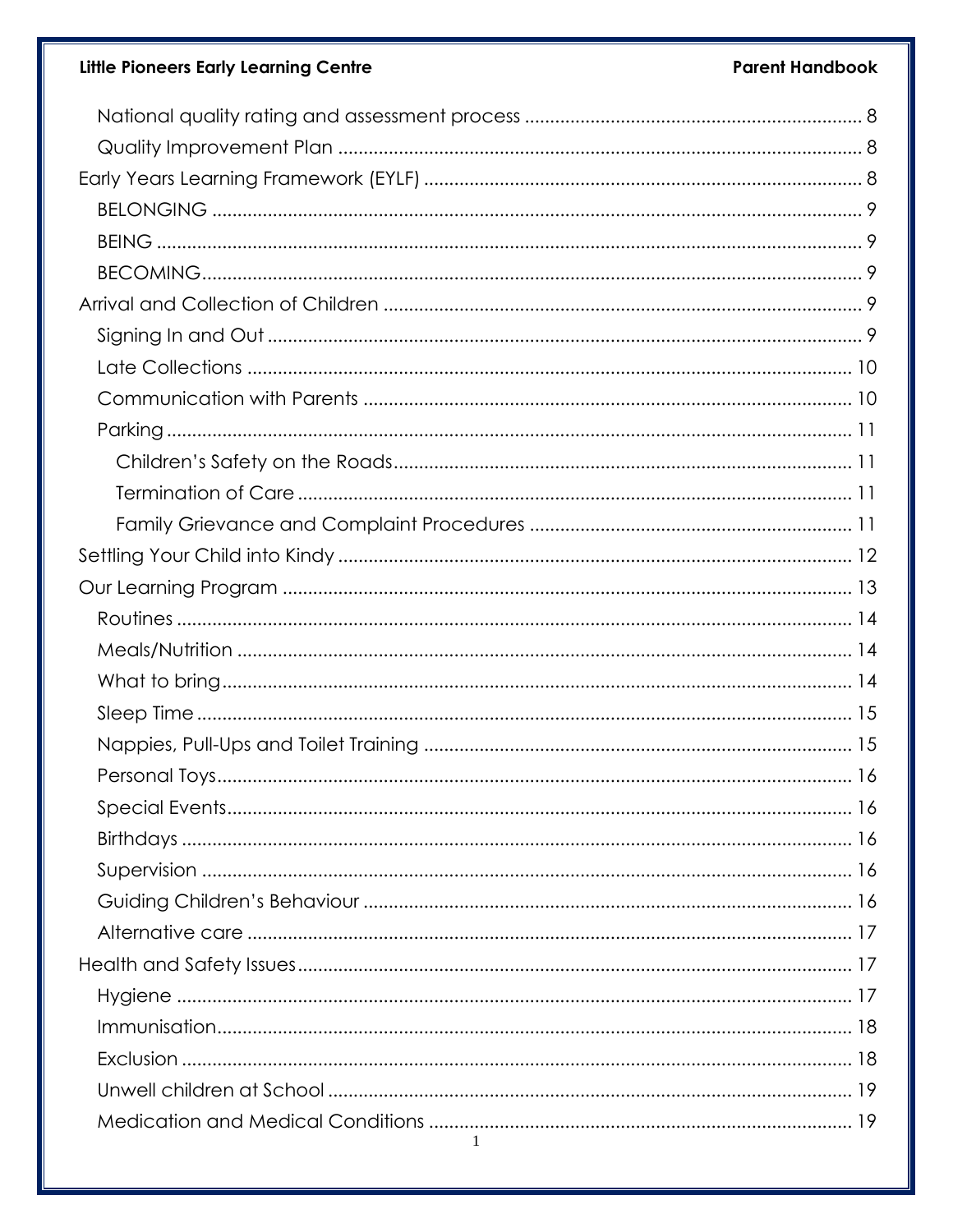- National quality rating and assessment process ........ 8
- Quality Improvement Plan ........ 8

Early Years Learning Framework (EYLF) ........ 8

- BELONGING ........ 9
- BEING ........ 9
- BECOMING ........ 9

Arrival and Collection of Children ........ 9

- Signing In and Out ........ 9
- Late Collections ........ 10
- Communication with Parents ........ 10
- Parking ........ 11
  - Children's Safety on the Roads ........ 11
  - Termination of Care ........ 11
  - Family Grievance and Complaint Procedures ........ 11

Settling Your Child into Kindy ........ 12

Our Learning Program ........ 13

- Routines ........ 14
- Meals/Nutrition ........ 14
- What to bring ........ 14
- Sleep Time ........ 15
- Nappies, Pull-Ups and Toilet Training ........ 15
- Personal Toys ........ 16
- Special Events ........ 16
- Birthdays ........ 16
- Supervision ........ 16
- Guiding Children's Behaviour ........ 16
- Alternative care ........ 17

Health and Safety Issues ........ 17

- Hygiene ........ 17
- Immunisation ........ 18
- Exclusion ........ 18
- Unwell children at School ........ 19
- Medication and Medical Conditions ........ 19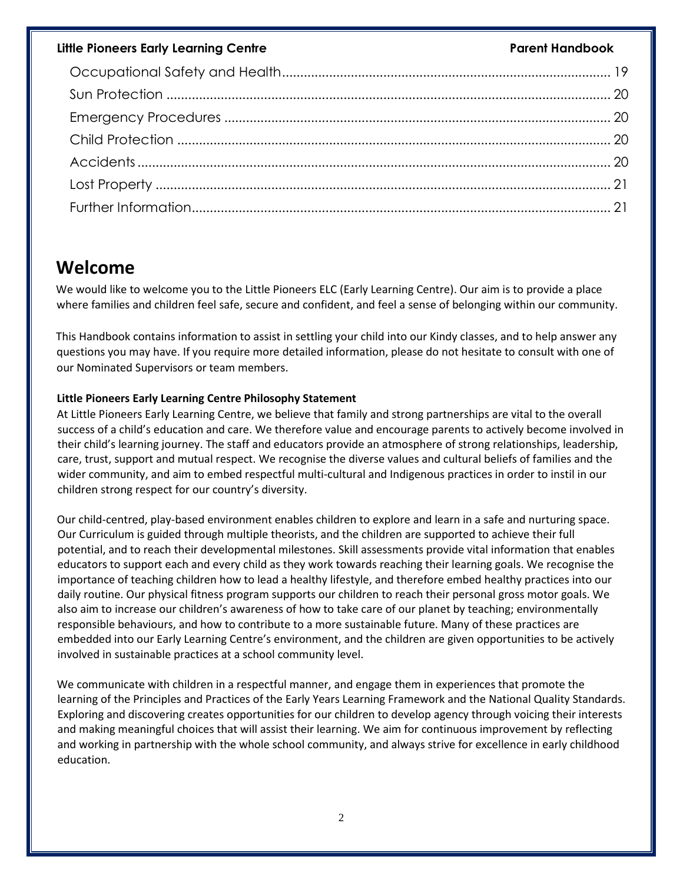Occupational Safety and Health ........................................................................................ 19
Sun Protection ........................................................................................................ 20
Emergency Procedures ......................................................................................... 20
Child Protection ..................................................................................................... 20
Accidents ................................................................................................................ 20
Lost Property .......................................................................................................... 21
Further Information................................................................................................. 21

# Welcome

We would like to welcome you to the Little Pioneers ELC (Early Learning Centre). Our aim is to provide a place where families and children feel safe, secure and confident, and feel a sense of belonging within our community.

This Handbook contains information to assist in settling your child into our Kindy classes, and to help answer any questions you may have. If you require more detailed information, please do not hesitate to consult with one of our Nominated Supervisors or team members.

**Little Pioneers Early Learning Centre Philosophy Statement**

At Little Pioneers Early Learning Centre, we believe that family and strong partnerships are vital to the overall success of a child's education and care. We therefore value and encourage parents to actively become involved in their child's learning journey. The staff and educators provide an atmosphere of strong relationships, leadership, care, trust, support and mutual respect. We recognise the diverse values and cultural beliefs of families and the wider community, and aim to embed respectful multi-cultural and Indigenous practices in order to instil in our children strong respect for our country's diversity.

Our child-centred, play-based environment enables children to explore and learn in a safe and nurturing space. Our Curriculum is guided through multiple theorists, and the children are supported to achieve their full potential, and to reach their developmental milestones. Skill assessments provide vital information that enables educators to support each and every child as they work towards reaching their learning goals. We recognise the importance of teaching children how to lead a healthy lifestyle, and therefore embed healthy practices into our daily routine. Our physical fitness program supports our children to reach their personal gross motor goals. We also aim to increase our children's awareness of how to take care of our planet by teaching; environmentally responsible behaviours, and how to contribute to a more sustainable future. Many of these practices are embedded into our Early Learning Centre's environment, and the children are given opportunities to be actively involved in sustainable practices at a school community level.

We communicate with children in a respectful manner, and engage them in experiences that promote the learning of the Principles and Practices of the Early Years Learning Framework and the National Quality Standards. Exploring and discovering creates opportunities for our children to develop agency through voicing their interests and making meaningful choices that will assist their learning. We aim for continuous improvement by reflecting and working in partnership with the whole school community, and always strive for excellence in early childhood education.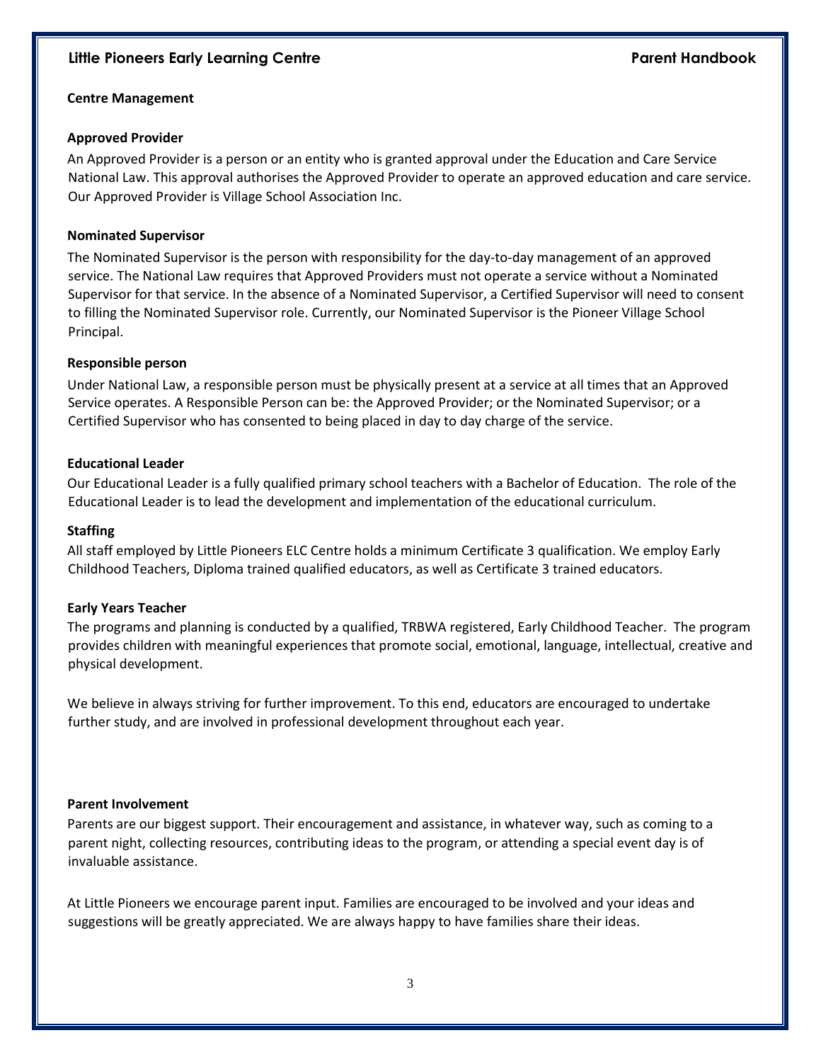## Centre Management

### Approved Provider

An Approved Provider is a person or an entity who is granted approval under the Education and Care Service National Law. This approval authorises the Approved Provider to operate an approved education and care service. Our Approved Provider is Village School Association Inc.

### Nominated Supervisor

The Nominated Supervisor is the person with responsibility for the day-to-day management of an approved service. The National Law requires that Approved Providers must not operate a service without a Nominated Supervisor for that service. In the absence of a Nominated Supervisor, a Certified Supervisor will need to consent to filling the Nominated Supervisor role. Currently, our Nominated Supervisor is the Pioneer Village School Principal.

### Responsible person

Under National Law, a responsible person must be physically present at a service at all times that an Approved Service operates. A Responsible Person can be: the Approved Provider; or the Nominated Supervisor; or a Certified Supervisor who has consented to being placed in day to day charge of the service.

### Educational Leader

Our Educational Leader is a fully qualified primary school teachers with a Bachelor of Education. The role of the Educational Leader is to lead the development and implementation of the educational curriculum.

### Staffing

All staff employed by Little Pioneers ELC Centre holds a minimum Certificate 3 qualification. We employ Early Childhood Teachers, Diploma trained qualified educators, as well as Certificate 3 trained educators.

### Early Years Teacher

The programs and planning is conducted by a qualified, TRBWA registered, Early Childhood Teacher. The program provides children with meaningful experiences that promote social, emotional, language, intellectual, creative and physical development.

We believe in always striving for further improvement. To this end, educators are encouraged to undertake further study, and are involved in professional development throughout each year.

### Parent Involvement

Parents are our biggest support. Their encouragement and assistance, in whatever way, such as coming to a parent night, collecting resources, contributing ideas to the program, or attending a special event day is of invaluable assistance.

At Little Pioneers we encourage parent input. Families are encouraged to be involved and your ideas and suggestions will be greatly appreciated. We are always happy to have families share their ideas.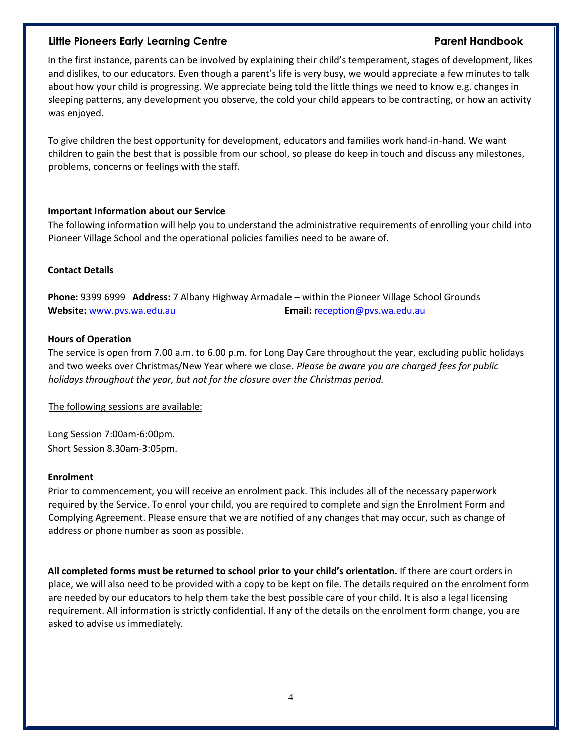In the first instance, parents can be involved by explaining their child's temperament, stages of development, likes and dislikes, to our educators. Even though a parent's life is very busy, we would appreciate a few minutes to talk about how your child is progressing. We appreciate being told the little things we need to know e.g. changes in sleeping patterns, any development you observe, the cold your child appears to be contracting, or how an activity was enjoyed.

To give children the best opportunity for development, educators and families work hand-in-hand. We want children to gain the best that is possible from our school, so please do keep in touch and discuss any milestones, problems, concerns or feelings with the staff.

**Important Information about our Service**

The following information will help you to understand the administrative requirements of enrolling your child into Pioneer Village School and the operational policies families need to be aware of.

**Contact Details**

**Phone:** 9399 6999 **Address:** 7 Albany Highway Armadale – within the Pioneer Village School Grounds
**Website:** www.pvs.wa.edu.au **Email:** reception@pvs.wa.edu.au

**Hours of Operation**

The service is open from 7.00 a.m. to 6.00 p.m. for Long Day Care throughout the year, excluding public holidays and two weeks over Christmas/New Year where we close. *Please be aware you are charged fees for public holidays throughout the year, but not for the closure over the Christmas period.*

The following sessions are available:

Long Session 7:00am-6:00pm.
Short Session 8.30am-3:05pm.

**Enrolment**

Prior to commencement, you will receive an enrolment pack. This includes all of the necessary paperwork required by the Service. To enrol your child, you are required to complete and sign the Enrolment Form and Complying Agreement. Please ensure that we are notified of any changes that may occur, such as change of address or phone number as soon as possible.

**All completed forms must be returned to school prior to your child's orientation.** If there are court orders in place, we will also need to be provided with a copy to be kept on file. The details required on the enrolment form are needed by our educators to help them take the best possible care of your child. It is also a legal licensing requirement. All information is strictly confidential. If any of the details on the enrolment form change, you are asked to advise us immediately.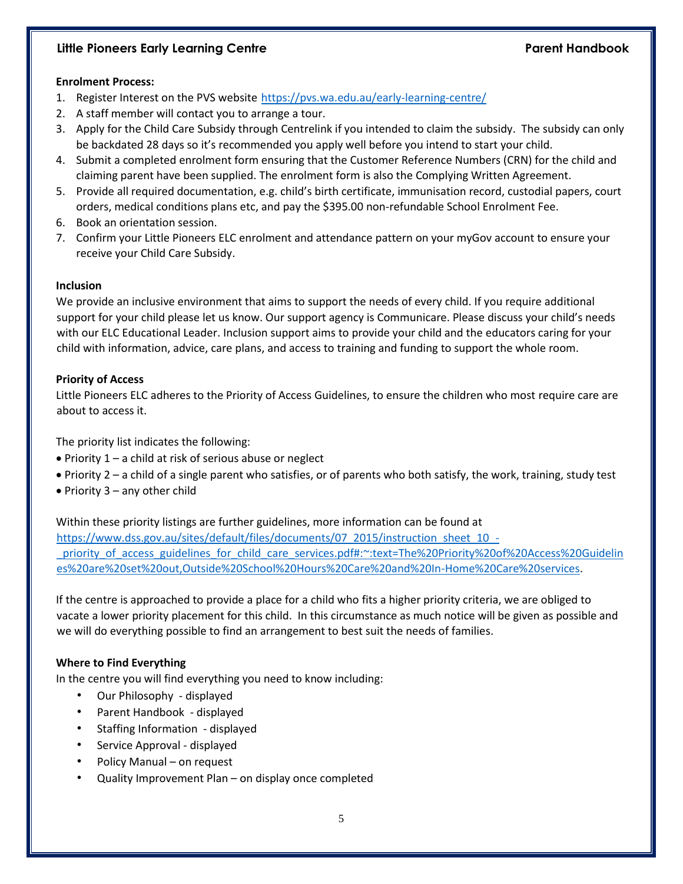**Enrolment Process:**

1. Register Interest on the PVS website https://pvs.wa.edu.au/early-learning-centre/
2. A staff member will contact you to arrange a tour.
3. Apply for the Child Care Subsidy through Centrelink if you intended to claim the subsidy. The subsidy can only be backdated 28 days so it's recommended you apply well before you intend to start your child.
4. Submit a completed enrolment form ensuring that the Customer Reference Numbers (CRN) for the child and claiming parent have been supplied. The enrolment form is also the Complying Written Agreement.
5. Provide all required documentation, e.g. child's birth certificate, immunisation record, custodial papers, court orders, medical conditions plans etc, and pay the $395.00 non-refundable School Enrolment Fee.
6. Book an orientation session.
7. Confirm your Little Pioneers ELC enrolment and attendance pattern on your myGov account to ensure your receive your Child Care Subsidy.

**Inclusion**

We provide an inclusive environment that aims to support the needs of every child. If you require additional support for your child please let us know. Our support agency is Communicare. Please discuss your child's needs with our ELC Educational Leader. Inclusion support aims to provide your child and the educators caring for your child with information, advice, care plans, and access to training and funding to support the whole room.

**Priority of Access**

Little Pioneers ELC adheres to the Priority of Access Guidelines, to ensure the children who most require care are about to access it.

The priority list indicates the following:

- Priority 1 – a child at risk of serious abuse or neglect
- Priority 2 – a child of a single parent who satisfies, or of parents who both satisfy, the work, training, study test
- Priority 3 – any other child

Within these priority listings are further guidelines, more information can be found at https://www.dss.gov.au/sites/default/files/documents/07_2015/instruction_sheet_10_-_priority_of_access_guidelines_for_child_care_services.pdf#:~:text=The%20Priority%20of%20Access%20Guidelines%20are%20set%20out,Outside%20School%20Hours%20Care%20and%20In-Home%20Care%20services.

If the centre is approached to provide a place for a child who fits a higher priority criteria, we are obliged to vacate a lower priority placement for this child. In this circumstance as much notice will be given as possible and we will do everything possible to find an arrangement to best suit the needs of families.

**Where to Find Everything**

In the centre you will find everything you need to know including:

- Our Philosophy - displayed
- Parent Handbook - displayed
- Staffing Information - displayed
- Service Approval - displayed
- Policy Manual – on request
- Quality Improvement Plan – on display once completed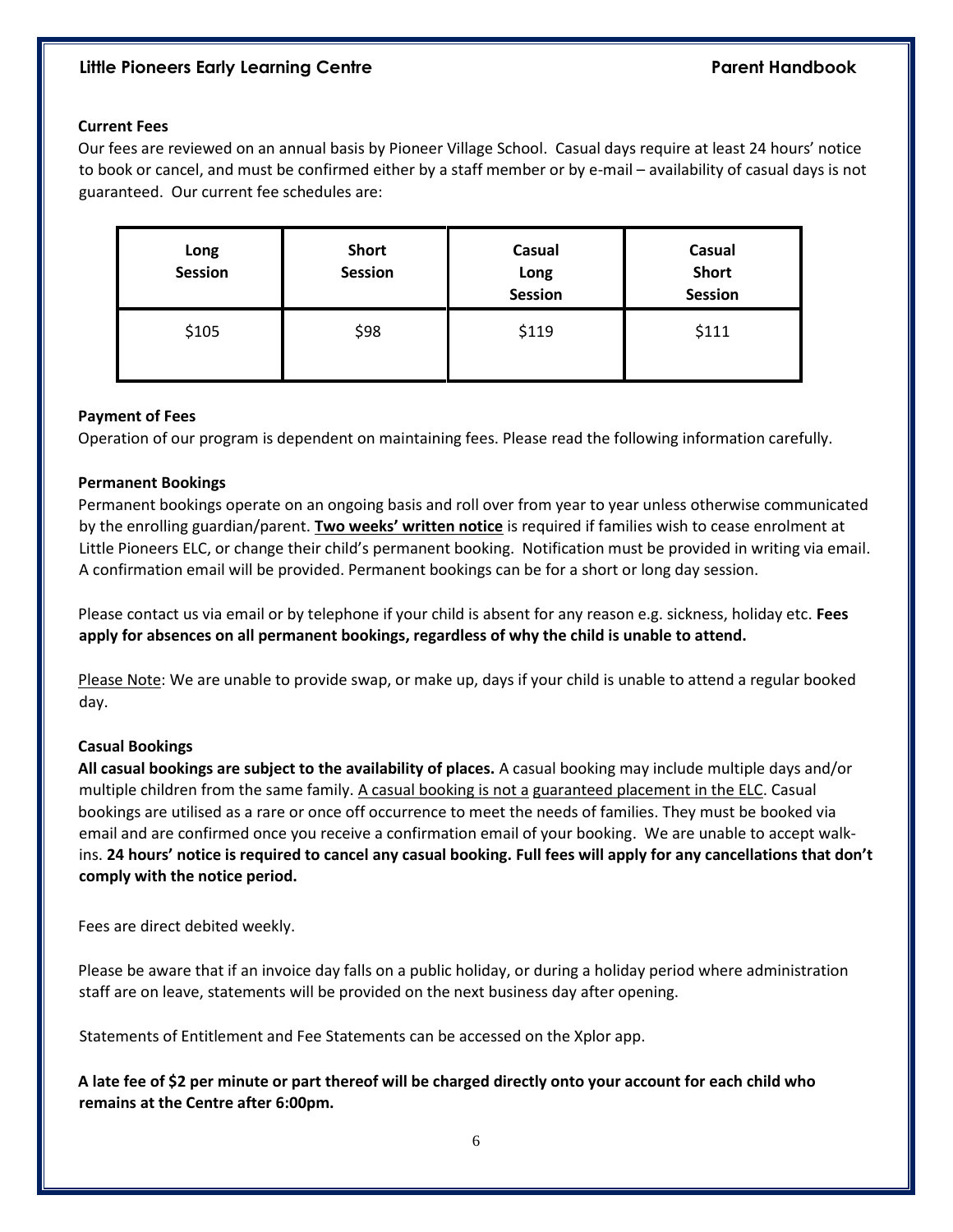**Current Fees**

Our fees are reviewed on an annual basis by Pioneer Village School. Casual days require at least 24 hours' notice to book or cancel, and must be confirmed either by a staff member or by e-mail – availability of casual days is not guaranteed. Our current fee schedules are:

| Long Session | Short Session | Casual Long Session | Casual Short Session |
|---|---|---|---|
| $105 | $98 | $119 | $111 |

**Payment of Fees**

Operation of our program is dependent on maintaining fees. Please read the following information carefully.

**Permanent Bookings**

Permanent bookings operate on an ongoing basis and roll over from year to year unless otherwise communicated by the enrolling guardian/parent. **Two weeks' written notice** is required if families wish to cease enrolment at Little Pioneers ELC, or change their child's permanent booking. Notification must be provided in writing via email. A confirmation email will be provided. Permanent bookings can be for a short or long day session.

Please contact us via email or by telephone if your child is absent for any reason e.g. sickness, holiday etc. **Fees apply for absences on all permanent bookings, regardless of why the child is unable to attend.**

Please Note: We are unable to provide swap, or make up, days if your child is unable to attend a regular booked day.

**Casual Bookings**

**All casual bookings are subject to the availability of places.** A casual booking may include multiple days and/or multiple children from the same family. A casual booking is not a guaranteed placement in the ELC. Casual bookings are utilised as a rare or once off occurrence to meet the needs of families. They must be booked via email and are confirmed once you receive a confirmation email of your booking. We are unable to accept walk-ins. **24 hours' notice is required to cancel any casual booking. Full fees will apply for any cancellations that don't comply with the notice period.**

Fees are direct debited weekly.

Please be aware that if an invoice day falls on a public holiday, or during a holiday period where administration staff are on leave, statements will be provided on the next business day after opening.

Statements of Entitlement and Fee Statements can be accessed on the Xplor app.

**A late fee of $2 per minute or part thereof will be charged directly onto your account for each child who remains at the Centre after 6:00pm.**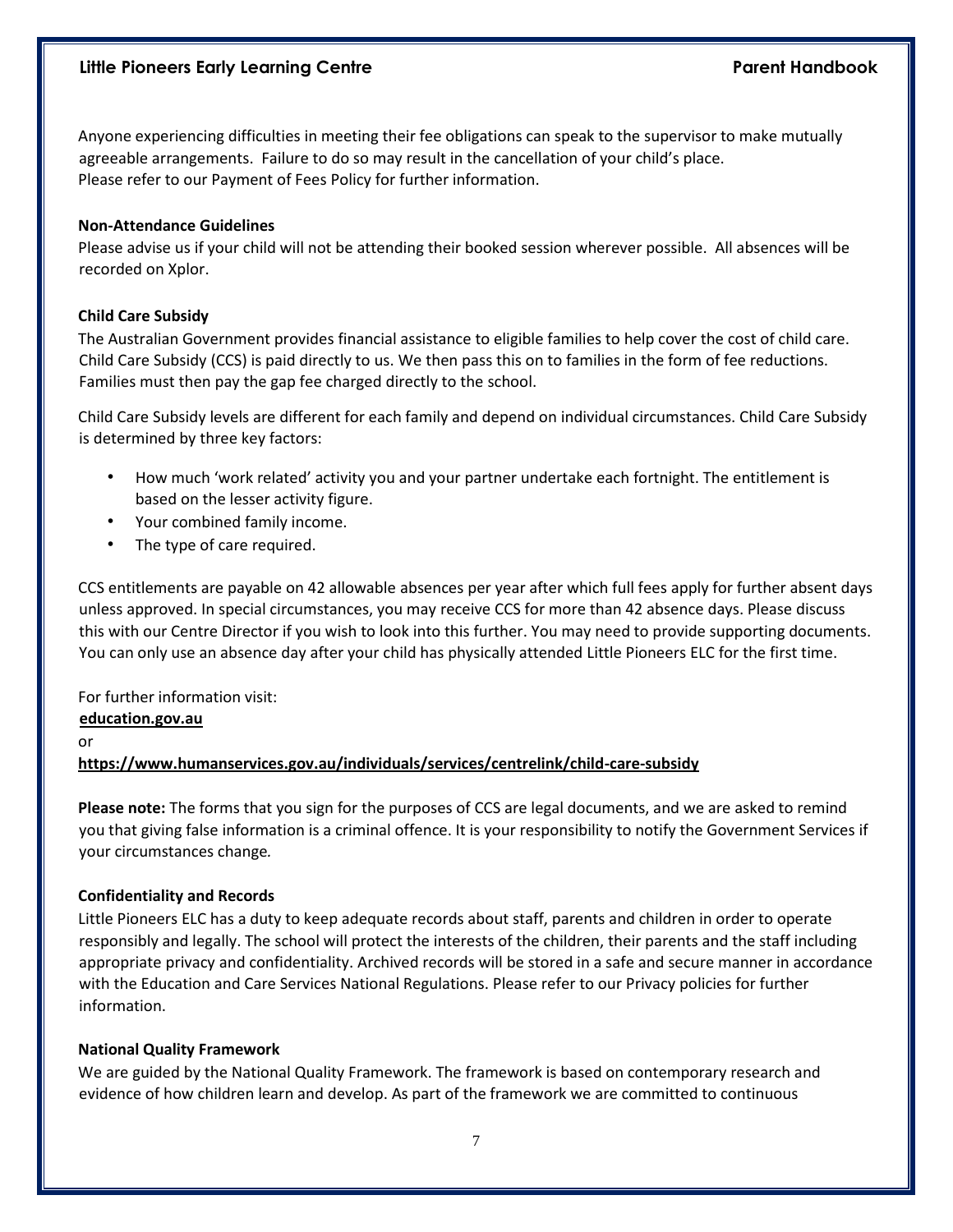Anyone experiencing difficulties in meeting their fee obligations can speak to the supervisor to make mutually agreeable arrangements. Failure to do so may result in the cancellation of your child's place.
Please refer to our Payment of Fees Policy for further information.

**Non-Attendance Guidelines**

Please advise us if your child will not be attending their booked session wherever possible. All absences will be recorded on Xplor.

**Child Care Subsidy**

The Australian Government provides financial assistance to eligible families to help cover the cost of child care. Child Care Subsidy (CCS) is paid directly to us. We then pass this on to families in the form of fee reductions. Families must then pay the gap fee charged directly to the school.

Child Care Subsidy levels are different for each family and depend on individual circumstances. Child Care Subsidy is determined by three key factors:

- How much 'work related' activity you and your partner undertake each fortnight. The entitlement is based on the lesser activity figure.
- Your combined family income.
- The type of care required.

CCS entitlements are payable on 42 allowable absences per year after which full fees apply for further absent days unless approved. In special circumstances, you may receive CCS for more than 42 absence days. Please discuss this with our Centre Director if you wish to look into this further. You may need to provide supporting documents. You can only use an absence day after your child has physically attended Little Pioneers ELC for the first time.

For further information visit:
**education.gov.au**
or
**https://www.humanservices.gov.au/individuals/services/centrelink/child-care-subsidy**

**Please note:** The forms that you sign for the purposes of CCS are legal documents, and we are asked to remind you that giving false information is a criminal offence. It is your responsibility to notify the Government Services if your circumstances change*.*

**Confidentiality and Records**

Little Pioneers ELC has a duty to keep adequate records about staff, parents and children in order to operate responsibly and legally. The school will protect the interests of the children, their parents and the staff including appropriate privacy and confidentiality. Archived records will be stored in a safe and secure manner in accordance with the Education and Care Services National Regulations. Please refer to our Privacy policies for further information.

**National Quality Framework**

We are guided by the National Quality Framework. The framework is based on contemporary research and evidence of how children learn and develop. As part of the framework we are committed to continuous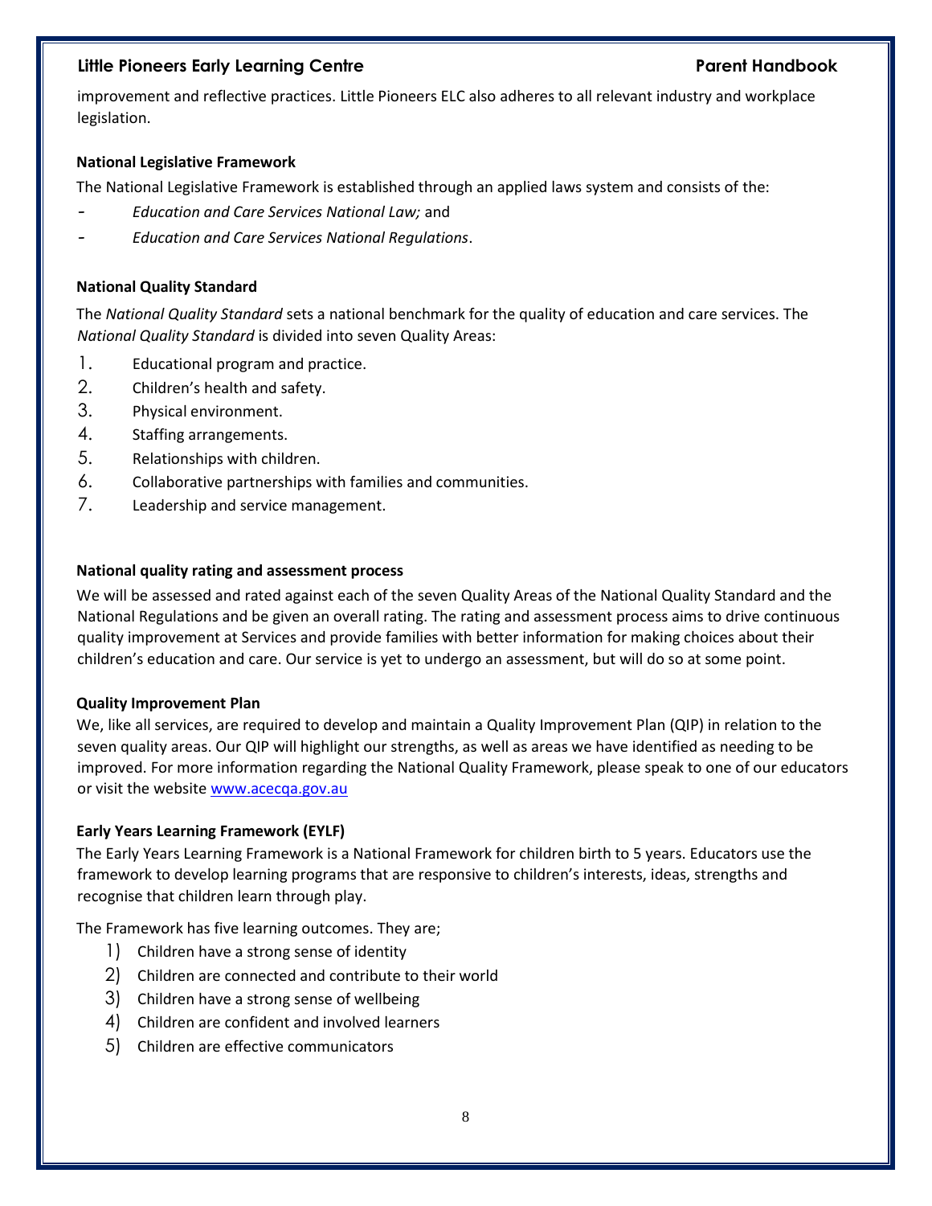improvement and reflective practices. Little Pioneers ELC also adheres to all relevant industry and workplace legislation.

**National Legislative Framework**

The National Legislative Framework is established through an applied laws system and consists of the:

- *Education and Care Services National Law;* and
- *Education and Care Services National Regulations*.

**National Quality Standard**

The *National Quality Standard* sets a national benchmark for the quality of education and care services. The *National Quality Standard* is divided into seven Quality Areas:

1. Educational program and practice.
2. Children's health and safety.
3. Physical environment.
4. Staffing arrangements.
5. Relationships with children.
6. Collaborative partnerships with families and communities.
7. Leadership and service management.

**National quality rating and assessment process**

We will be assessed and rated against each of the seven Quality Areas of the National Quality Standard and the National Regulations and be given an overall rating. The rating and assessment process aims to drive continuous quality improvement at Services and provide families with better information for making choices about their children's education and care. Our service is yet to undergo an assessment, but will do so at some point.

**Quality Improvement Plan**

We, like all services, are required to develop and maintain a Quality Improvement Plan (QIP) in relation to the seven quality areas. Our QIP will highlight our strengths, as well as areas we have identified as needing to be improved. For more information regarding the National Quality Framework, please speak to one of our educators or visit the website [www.acecqa.gov.au](http://www.acecqa.gov.au)

**Early Years Learning Framework (EYLF)**

The Early Years Learning Framework is a National Framework for children birth to 5 years. Educators use the framework to develop learning programs that are responsive to children's interests, ideas, strengths and recognise that children learn through play.

The Framework has five learning outcomes. They are;

1) Children have a strong sense of identity
2) Children are connected and contribute to their world
3) Children have a strong sense of wellbeing
4) Children are confident and involved learners
5) Children are effective communicators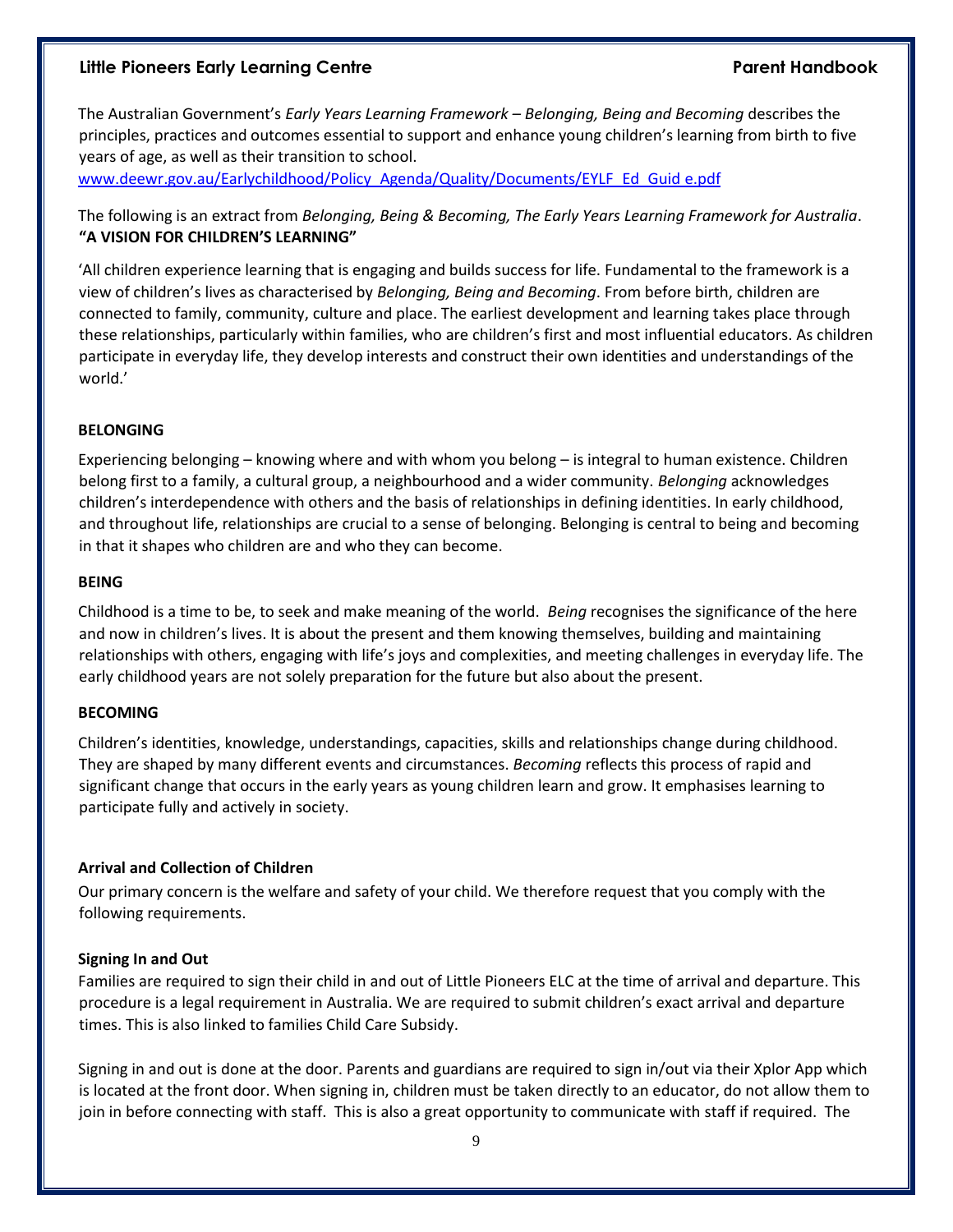The Australian Government's *Early Years Learning Framework – Belonging, Being and Becoming* describes the principles, practices and outcomes essential to support and enhance young children's learning from birth to five years of age, as well as their transition to school.
[www.deewr.gov.au/Earlychildhood/Policy_Agenda/Quality/Documents/EYLF_Ed_Guid e.pdf](www.deewr.gov.au/Earlychildhood/Policy_Agenda/Quality/Documents/EYLF_Ed_Guide.pdf)

The following is an extract from *Belonging, Being & Becoming, The Early Years Learning Framework for Australia*.
**"A VISION FOR CHILDREN'S LEARNING"**

'All children experience learning that is engaging and builds success for life. Fundamental to the framework is a view of children's lives as characterised by *Belonging, Being and Becoming*. From before birth, children are connected to family, community, culture and place. The earliest development and learning takes place through these relationships, particularly within families, who are children's first and most influential educators. As children participate in everyday life, they develop interests and construct their own identities and understandings of the world.'

**BELONGING**

Experiencing belonging – knowing where and with whom you belong – is integral to human existence. Children belong first to a family, a cultural group, a neighbourhood and a wider community. *Belonging* acknowledges children's interdependence with others and the basis of relationships in defining identities. In early childhood, and throughout life, relationships are crucial to a sense of belonging. Belonging is central to being and becoming in that it shapes who children are and who they can become.

**BEING**

Childhood is a time to be, to seek and make meaning of the world. *Being* recognises the significance of the here and now in children's lives. It is about the present and them knowing themselves, building and maintaining relationships with others, engaging with life's joys and complexities, and meeting challenges in everyday life. The early childhood years are not solely preparation for the future but also about the present.

**BECOMING**

Children's identities, knowledge, understandings, capacities, skills and relationships change during childhood. They are shaped by many different events and circumstances. *Becoming* reflects this process of rapid and significant change that occurs in the early years as young children learn and grow. It emphasises learning to participate fully and actively in society.

**Arrival and Collection of Children**

Our primary concern is the welfare and safety of your child. We therefore request that you comply with the following requirements.

**Signing In and Out**

Families are required to sign their child in and out of Little Pioneers ELC at the time of arrival and departure. This procedure is a legal requirement in Australia. We are required to submit children's exact arrival and departure times. This is also linked to families Child Care Subsidy.

Signing in and out is done at the door. Parents and guardians are required to sign in/out via their Xplor App which is located at the front door. When signing in, children must be taken directly to an educator, do not allow them to join in before connecting with staff. This is also a great opportunity to communicate with staff if required. The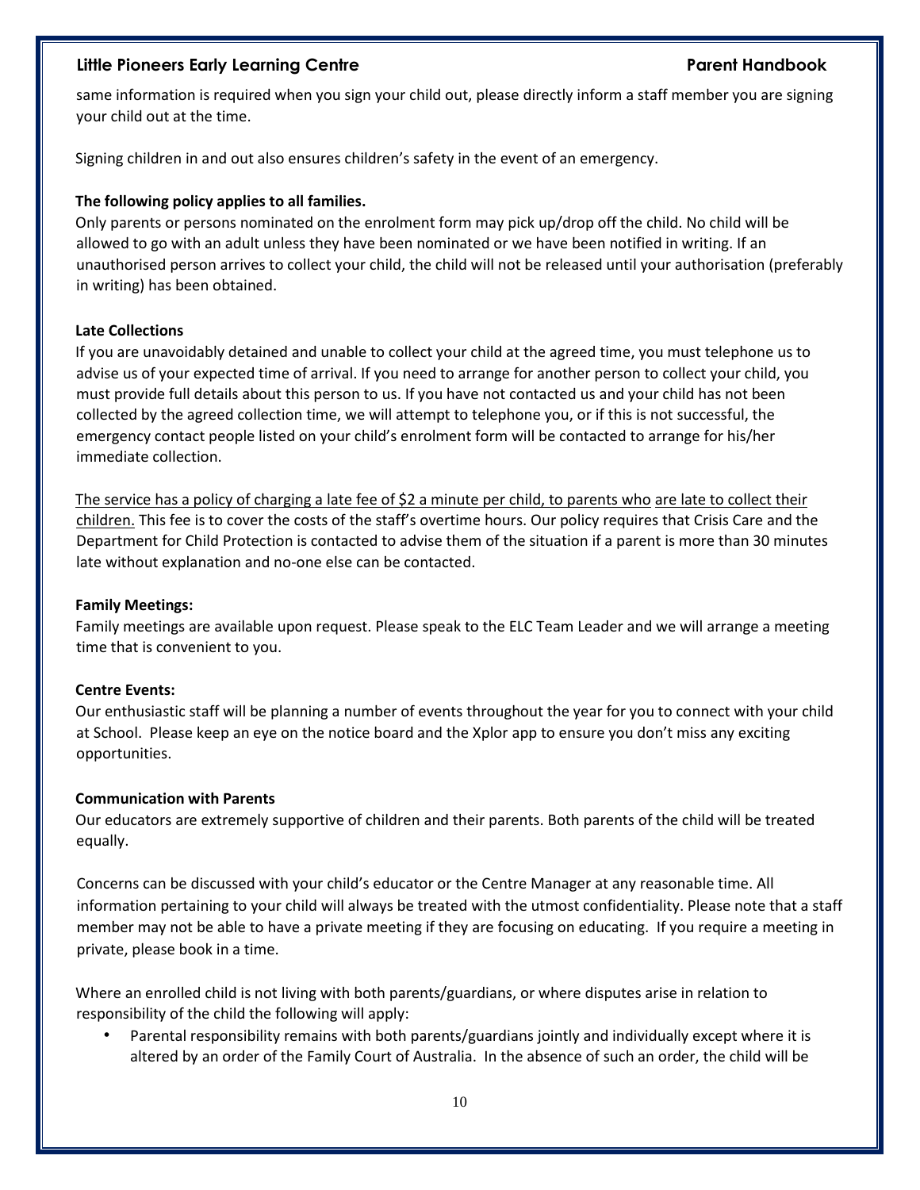same information is required when you sign your child out, please directly inform a staff member you are signing your child out at the time.

Signing children in and out also ensures children's safety in the event of an emergency.

**The following policy applies to all families.**

Only parents or persons nominated on the enrolment form may pick up/drop off the child. No child will be allowed to go with an adult unless they have been nominated or we have been notified in writing. If an unauthorised person arrives to collect your child, the child will not be released until your authorisation (preferably in writing) has been obtained.

**Late Collections**

If you are unavoidably detained and unable to collect your child at the agreed time, you must telephone us to advise us of your expected time of arrival. If you need to arrange for another person to collect your child, you must provide full details about this person to us. If you have not contacted us and your child has not been collected by the agreed collection time, we will attempt to telephone you, or if this is not successful, the emergency contact people listed on your child's enrolment form will be contacted to arrange for his/her immediate collection.

<u>The service has a policy of charging a late fee of $2 a minute per child, to parents who are late to collect their children.</u> This fee is to cover the costs of the staff's overtime hours. Our policy requires that Crisis Care and the Department for Child Protection is contacted to advise them of the situation if a parent is more than 30 minutes late without explanation and no-one else can be contacted.

**Family Meetings:**

Family meetings are available upon request. Please speak to the ELC Team Leader and we will arrange a meeting time that is convenient to you.

**Centre Events:**

Our enthusiastic staff will be planning a number of events throughout the year for you to connect with your child at School. Please keep an eye on the notice board and the Xplor app to ensure you don't miss any exciting opportunities.

**Communication with Parents**

Our educators are extremely supportive of children and their parents. Both parents of the child will be treated equally.

Concerns can be discussed with your child's educator or the Centre Manager at any reasonable time. All information pertaining to your child will always be treated with the utmost confidentiality. Please note that a staff member may not be able to have a private meeting if they are focusing on educating. If you require a meeting in private, please book in a time.

Where an enrolled child is not living with both parents/guardians, or where disputes arise in relation to responsibility of the child the following will apply:

- Parental responsibility remains with both parents/guardians jointly and individually except where it is altered by an order of the Family Court of Australia. In the absence of such an order, the child will be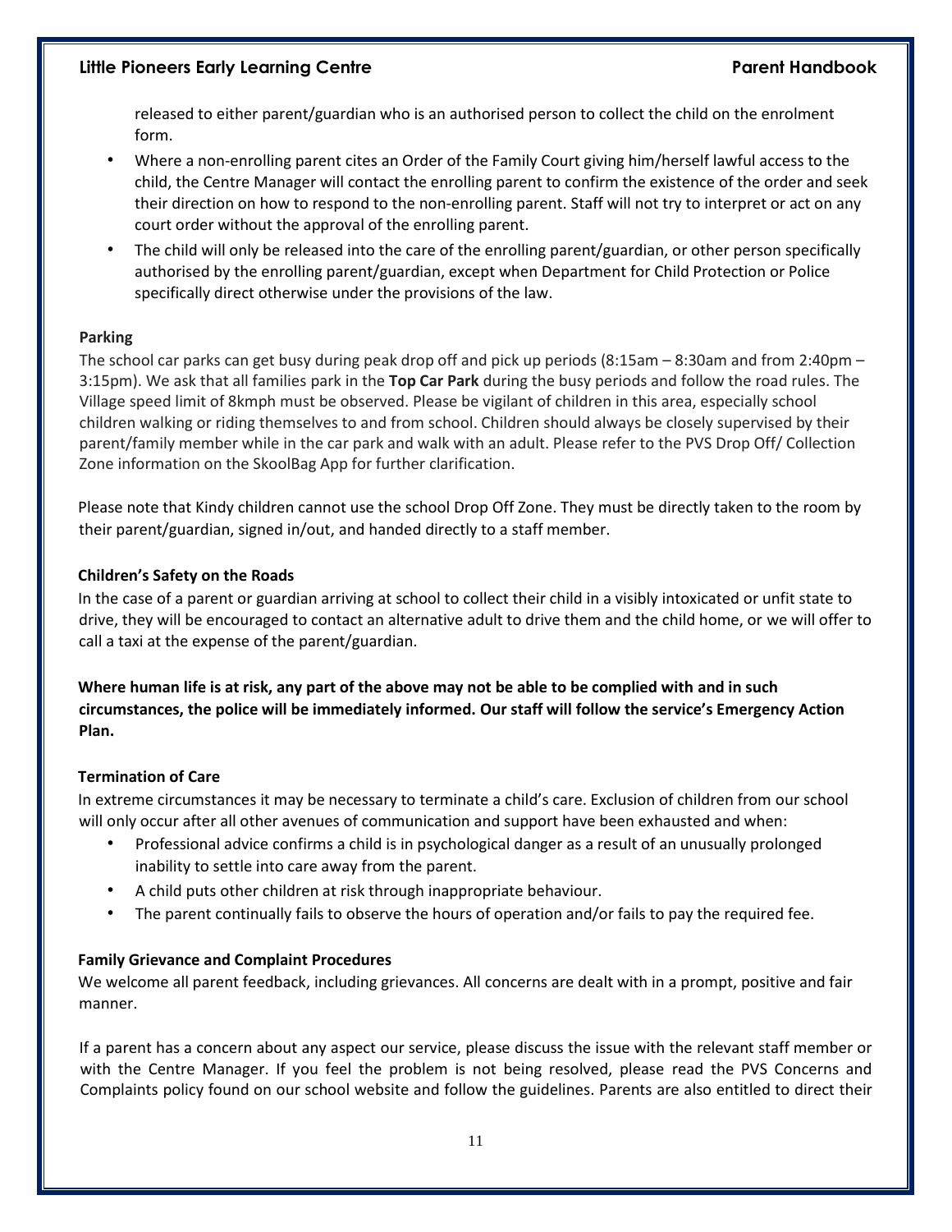released to either parent/guardian who is an authorised person to collect the child on the enrolment form.

- Where a non-enrolling parent cites an Order of the Family Court giving him/herself lawful access to the child, the Centre Manager will contact the enrolling parent to confirm the existence of the order and seek their direction on how to respond to the non-enrolling parent. Staff will not try to interpret or act on any court order without the approval of the enrolling parent.
- The child will only be released into the care of the enrolling parent/guardian, or other person specifically authorised by the enrolling parent/guardian, except when Department for Child Protection or Police specifically direct otherwise under the provisions of the law.

**Parking**

The school car parks can get busy during peak drop off and pick up periods (8:15am – 8:30am and from 2:40pm – 3:15pm). We ask that all families park in the **Top Car Park** during the busy periods and follow the road rules. The Village speed limit of 8kmph must be observed. Please be vigilant of children in this area, especially school children walking or riding themselves to and from school. Children should always be closely supervised by their parent/family member while in the car park and walk with an adult. Please refer to the PVS Drop Off/ Collection Zone information on the SkoolBag App for further clarification.

Please note that Kindy children cannot use the school Drop Off Zone. They must be directly taken to the room by their parent/guardian, signed in/out, and handed directly to a staff member.

**Children's Safety on the Roads**

In the case of a parent or guardian arriving at school to collect their child in a visibly intoxicated or unfit state to drive, they will be encouraged to contact an alternative adult to drive them and the child home, or we will offer to call a taxi at the expense of the parent/guardian.

**Where human life is at risk, any part of the above may not be able to be complied with and in such circumstances, the police will be immediately informed. Our staff will follow the service's Emergency Action Plan.**

**Termination of Care**

In extreme circumstances it may be necessary to terminate a child's care. Exclusion of children from our school will only occur after all other avenues of communication and support have been exhausted and when:

- Professional advice confirms a child is in psychological danger as a result of an unusually prolonged inability to settle into care away from the parent.
- A child puts other children at risk through inappropriate behaviour.
- The parent continually fails to observe the hours of operation and/or fails to pay the required fee.

**Family Grievance and Complaint Procedures**

We welcome all parent feedback, including grievances. All concerns are dealt with in a prompt, positive and fair manner.

If a parent has a concern about any aspect our service, please discuss the issue with the relevant staff member or with the Centre Manager. If you feel the problem is not being resolved, please read the PVS Concerns and Complaints policy found on our school website and follow the guidelines. Parents are also entitled to direct their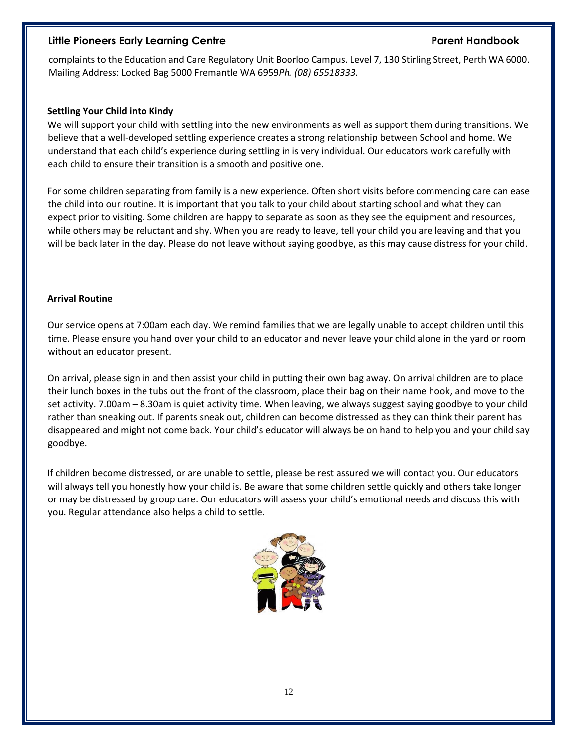complaints to the Education and Care Regulatory Unit Boorloo Campus. Level 7, 130 Stirling Street, Perth WA 6000. Mailing Address: Locked Bag 5000 Fremantle WA 6959*Ph. (08) 65518333.*

**Settling Your Child into Kindy**

We will support your child with settling into the new environments as well as support them during transitions. We believe that a well-developed settling experience creates a strong relationship between School and home. We understand that each child's experience during settling in is very individual. Our educators work carefully with each child to ensure their transition is a smooth and positive one.

For some children separating from family is a new experience. Often short visits before commencing care can ease the child into our routine. It is important that you talk to your child about starting school and what they can expect prior to visiting. Some children are happy to separate as soon as they see the equipment and resources, while others may be reluctant and shy. When you are ready to leave, tell your child you are leaving and that you will be back later in the day. Please do not leave without saying goodbye, as this may cause distress for your child.

**Arrival Routine**

Our service opens at 7:00am each day. We remind families that we are legally unable to accept children until this time. Please ensure you hand over your child to an educator and never leave your child alone in the yard or room without an educator present.

On arrival, please sign in and then assist your child in putting their own bag away. On arrival children are to place their lunch boxes in the tubs out the front of the classroom, place their bag on their name hook, and move to the set activity. 7.00am – 8.30am is quiet activity time. When leaving, we always suggest saying goodbye to your child rather than sneaking out. If parents sneak out, children can become distressed as they can think their parent has disappeared and might not come back. Your child's educator will always be on hand to help you and your child say goodbye.

If children become distressed, or are unable to settle, please be rest assured we will contact you. Our educators will always tell you honestly how your child is. Be aware that some children settle quickly and others take longer or may be distressed by group care. Our educators will assess your child's emotional needs and discuss this with you. Regular attendance also helps a child to settle.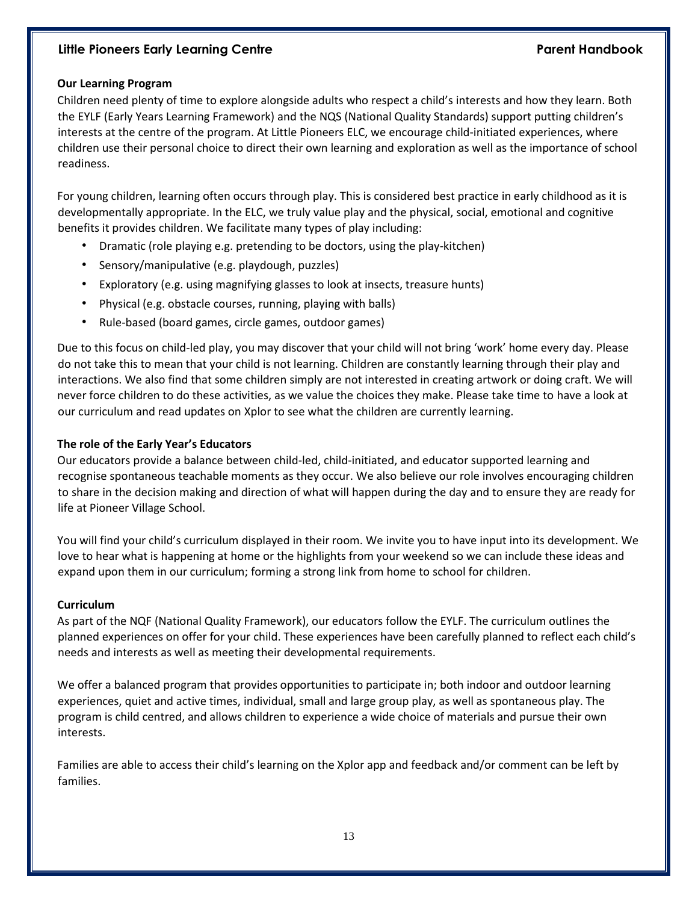**Our Learning Program**

Children need plenty of time to explore alongside adults who respect a child's interests and how they learn. Both the EYLF (Early Years Learning Framework) and the NQS (National Quality Standards) support putting children's interests at the centre of the program. At Little Pioneers ELC, we encourage child-initiated experiences, where children use their personal choice to direct their own learning and exploration as well as the importance of school readiness.

For young children, learning often occurs through play. This is considered best practice in early childhood as it is developmentally appropriate. In the ELC, we truly value play and the physical, social, emotional and cognitive benefits it provides children. We facilitate many types of play including:

- Dramatic (role playing e.g. pretending to be doctors, using the play-kitchen)
- Sensory/manipulative (e.g. playdough, puzzles)
- Exploratory (e.g. using magnifying glasses to look at insects, treasure hunts)
- Physical (e.g. obstacle courses, running, playing with balls)
- Rule-based (board games, circle games, outdoor games)

Due to this focus on child-led play, you may discover that your child will not bring 'work' home every day. Please do not take this to mean that your child is not learning. Children are constantly learning through their play and interactions. We also find that some children simply are not interested in creating artwork or doing craft. We will never force children to do these activities, as we value the choices they make. Please take time to have a look at our curriculum and read updates on Xplor to see what the children are currently learning.

**The role of the Early Year's Educators**

Our educators provide a balance between child-led, child-initiated, and educator supported learning and recognise spontaneous teachable moments as they occur. We also believe our role involves encouraging children to share in the decision making and direction of what will happen during the day and to ensure they are ready for life at Pioneer Village School.

You will find your child's curriculum displayed in their room. We invite you to have input into its development. We love to hear what is happening at home or the highlights from your weekend so we can include these ideas and expand upon them in our curriculum; forming a strong link from home to school for children.

**Curriculum**

As part of the NQF (National Quality Framework), our educators follow the EYLF. The curriculum outlines the planned experiences on offer for your child. These experiences have been carefully planned to reflect each child's needs and interests as well as meeting their developmental requirements.

We offer a balanced program that provides opportunities to participate in; both indoor and outdoor learning experiences, quiet and active times, individual, small and large group play, as well as spontaneous play. The program is child centred, and allows children to experience a wide choice of materials and pursue their own interests.

Families are able to access their child's learning on the Xplor app and feedback and/or comment can be left by families.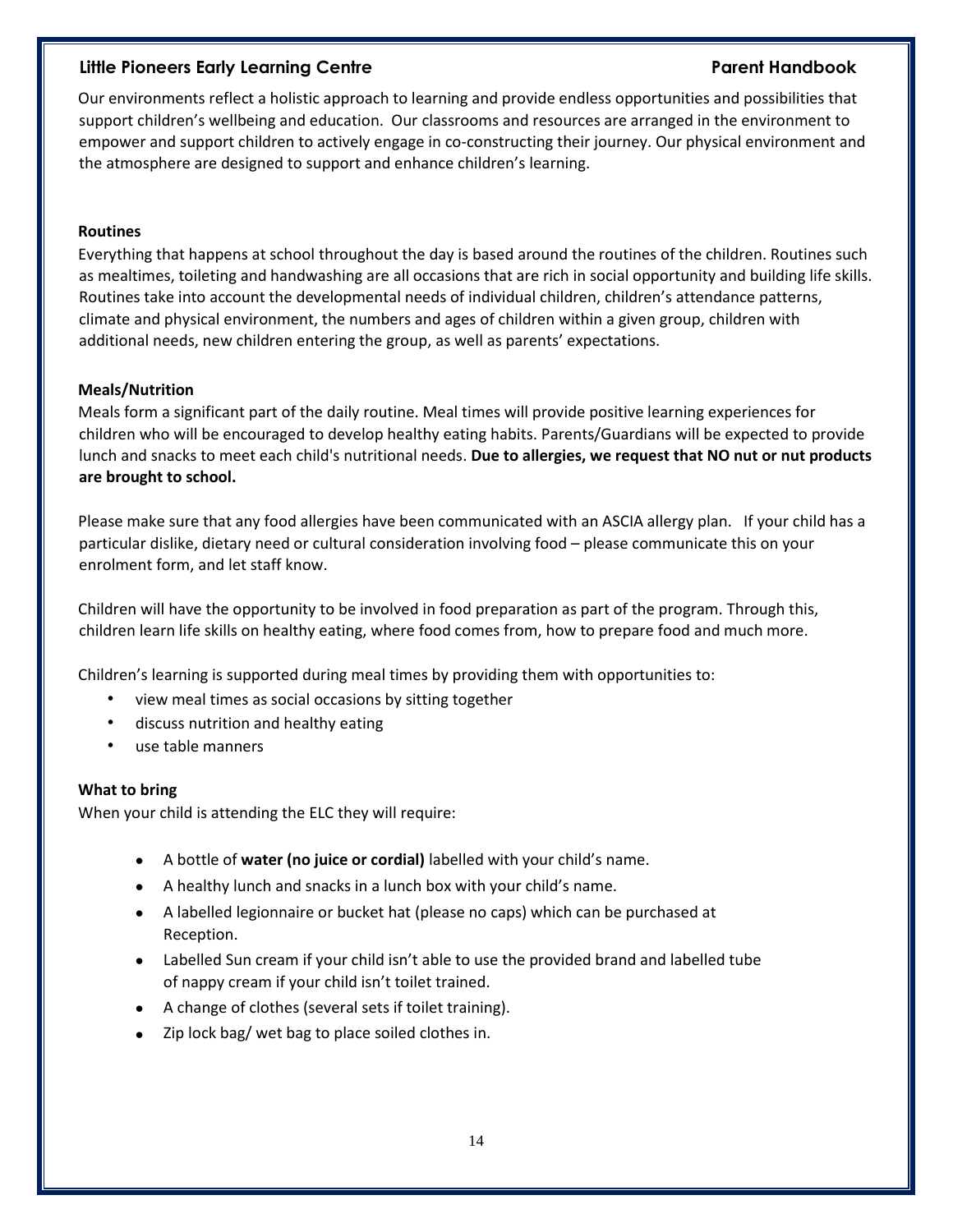Our environments reflect a holistic approach to learning and provide endless opportunities and possibilities that support children's wellbeing and education. Our classrooms and resources are arranged in the environment to empower and support children to actively engage in co-constructing their journey. Our physical environment and the atmosphere are designed to support and enhance children's learning.

**Routines**

Everything that happens at school throughout the day is based around the routines of the children. Routines such as mealtimes, toileting and handwashing are all occasions that are rich in social opportunity and building life skills. Routines take into account the developmental needs of individual children, children's attendance patterns, climate and physical environment, the numbers and ages of children within a given group, children with additional needs, new children entering the group, as well as parents' expectations.

**Meals/Nutrition**

Meals form a significant part of the daily routine. Meal times will provide positive learning experiences for children who will be encouraged to develop healthy eating habits. Parents/Guardians will be expected to provide lunch and snacks to meet each child's nutritional needs. **Due to allergies, we request that NO nut or nut products are brought to school.**

Please make sure that any food allergies have been communicated with an ASCIA allergy plan. If your child has a particular dislike, dietary need or cultural consideration involving food – please communicate this on your enrolment form, and let staff know.

Children will have the opportunity to be involved in food preparation as part of the program. Through this, children learn life skills on healthy eating, where food comes from, how to prepare food and much more.

Children's learning is supported during meal times by providing them with opportunities to:

- view meal times as social occasions by sitting together
- discuss nutrition and healthy eating
- use table manners

**What to bring**

When your child is attending the ELC they will require:

- A bottle of **water (no juice or cordial)** labelled with your child's name.
- A healthy lunch and snacks in a lunch box with your child's name.
- A labelled legionnaire or bucket hat (please no caps) which can be purchased at Reception.
- Labelled Sun cream if your child isn't able to use the provided brand and labelled tube of nappy cream if your child isn't toilet trained.
- A change of clothes (several sets if toilet training).
- Zip lock bag/ wet bag to place soiled clothes in.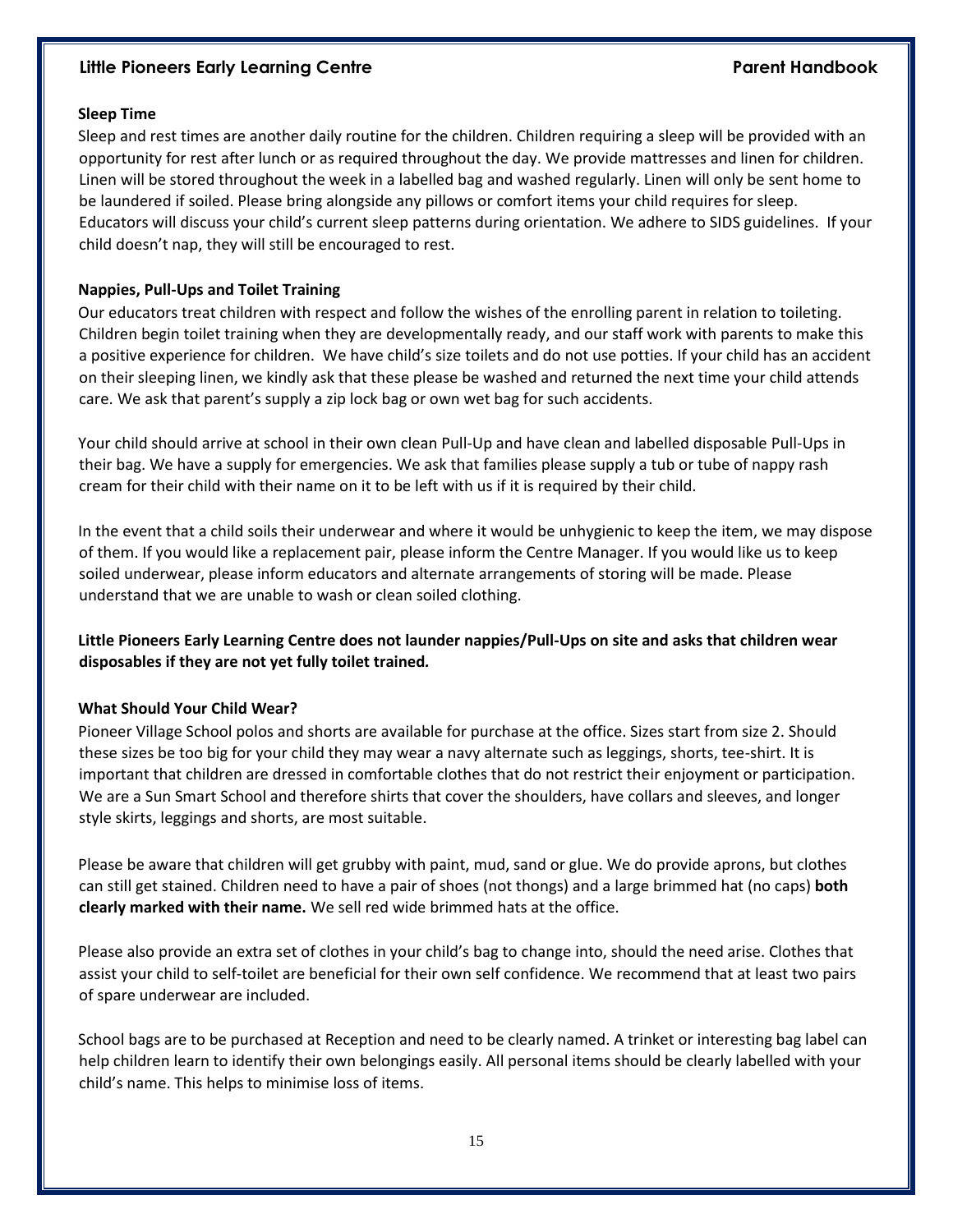## Sleep Time

Sleep and rest times are another daily routine for the children. Children requiring a sleep will be provided with an opportunity for rest after lunch or as required throughout the day. We provide mattresses and linen for children. Linen will be stored throughout the week in a labelled bag and washed regularly. Linen will only be sent home to be laundered if soiled. Please bring alongside any pillows or comfort items your child requires for sleep. Educators will discuss your child's current sleep patterns during orientation. We adhere to SIDS guidelines. If your child doesn't nap, they will still be encouraged to rest.

## Nappies, Pull-Ups and Toilet Training

Our educators treat children with respect and follow the wishes of the enrolling parent in relation to toileting. Children begin toilet training when they are developmentally ready, and our staff work with parents to make this a positive experience for children. We have child's size toilets and do not use potties. If your child has an accident on their sleeping linen, we kindly ask that these please be washed and returned the next time your child attends care. We ask that parent's supply a zip lock bag or own wet bag for such accidents.

Your child should arrive at school in their own clean Pull-Up and have clean and labelled disposable Pull-Ups in their bag. We have a supply for emergencies. We ask that families please supply a tub or tube of nappy rash cream for their child with their name on it to be left with us if it is required by their child.

In the event that a child soils their underwear and where it would be unhygienic to keep the item, we may dispose of them. If you would like a replacement pair, please inform the Centre Manager. If you would like us to keep soiled underwear, please inform educators and alternate arrangements of storing will be made. Please understand that we are unable to wash or clean soiled clothing.

**Little Pioneers Early Learning Centre does not launder nappies/Pull-Ups on site and asks that children wear disposables if they are not yet fully toilet trained.**

## What Should Your Child Wear?

Pioneer Village School polos and shorts are available for purchase at the office. Sizes start from size 2. Should these sizes be too big for your child they may wear a navy alternate such as leggings, shorts, tee-shirt. It is important that children are dressed in comfortable clothes that do not restrict their enjoyment or participation. We are a Sun Smart School and therefore shirts that cover the shoulders, have collars and sleeves, and longer style skirts, leggings and shorts, are most suitable.

Please be aware that children will get grubby with paint, mud, sand or glue. We do provide aprons, but clothes can still get stained. Children need to have a pair of shoes (not thongs) and a large brimmed hat (no caps) **both clearly marked with their name.** We sell red wide brimmed hats at the office.

Please also provide an extra set of clothes in your child's bag to change into, should the need arise. Clothes that assist your child to self-toilet are beneficial for their own self confidence. We recommend that at least two pairs of spare underwear are included.

School bags are to be purchased at Reception and need to be clearly named. A trinket or interesting bag label can help children learn to identify their own belongings easily. All personal items should be clearly labelled with your child's name. This helps to minimise loss of items.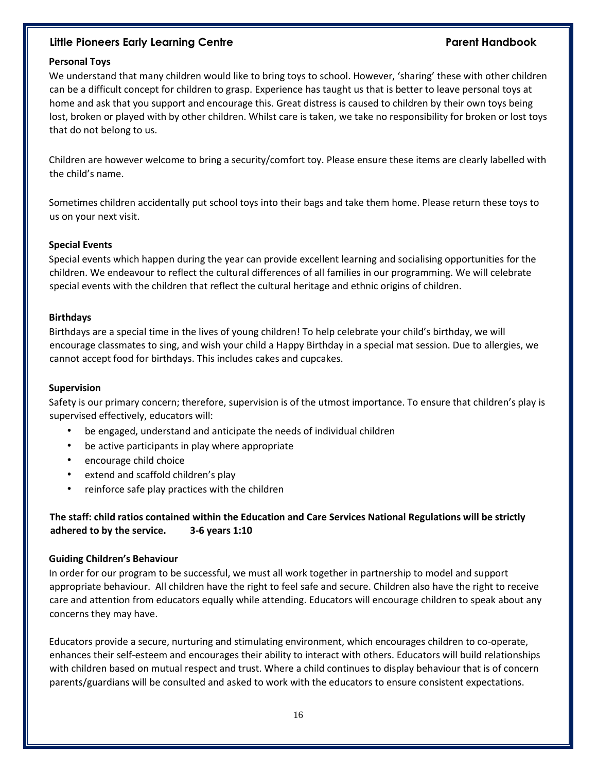### Personal Toys

We understand that many children would like to bring toys to school. However, 'sharing' these with other children can be a difficult concept for children to grasp. Experience has taught us that is better to leave personal toys at home and ask that you support and encourage this. Great distress is caused to children by their own toys being lost, broken or played with by other children. Whilst care is taken, we take no responsibility for broken or lost toys that do not belong to us.

Children are however welcome to bring a security/comfort toy. Please ensure these items are clearly labelled with the child's name.

Sometimes children accidentally put school toys into their bags and take them home. Please return these toys to us on your next visit.

### Special Events

Special events which happen during the year can provide excellent learning and socialising opportunities for the children. We endeavour to reflect the cultural differences of all families in our programming. We will celebrate special events with the children that reflect the cultural heritage and ethnic origins of children.

### Birthdays

Birthdays are a special time in the lives of young children! To help celebrate your child's birthday, we will encourage classmates to sing, and wish your child a Happy Birthday in a special mat session. Due to allergies, we cannot accept food for birthdays. This includes cakes and cupcakes.

### Supervision

Safety is our primary concern; therefore, supervision is of the utmost importance. To ensure that children's play is supervised effectively, educators will:

- be engaged, understand and anticipate the needs of individual children
- be active participants in play where appropriate
- encourage child choice
- extend and scaffold children's play
- reinforce safe play practices with the children

**The staff: child ratios contained within the Education and Care Services National Regulations will be strictly adhered to by the service. 3-6 years 1:10**

### Guiding Children's Behaviour

In order for our program to be successful, we must all work together in partnership to model and support appropriate behaviour. All children have the right to feel safe and secure. Children also have the right to receive care and attention from educators equally while attending. Educators will encourage children to speak about any concerns they may have.

Educators provide a secure, nurturing and stimulating environment, which encourages children to co-operate, enhances their self-esteem and encourages their ability to interact with others. Educators will build relationships with children based on mutual respect and trust. Where a child continues to display behaviour that is of concern parents/guardians will be consulted and asked to work with the educators to ensure consistent expectations.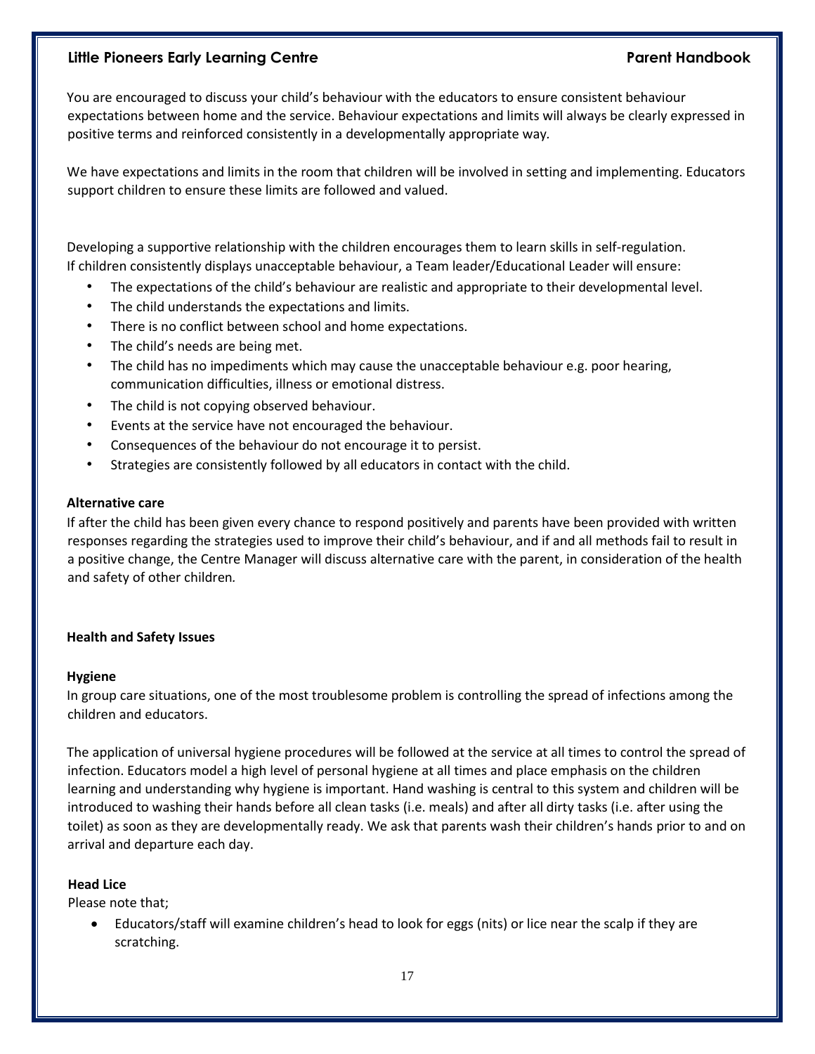You are encouraged to discuss your child's behaviour with the educators to ensure consistent behaviour expectations between home and the service. Behaviour expectations and limits will always be clearly expressed in positive terms and reinforced consistently in a developmentally appropriate way.

We have expectations and limits in the room that children will be involved in setting and implementing. Educators support children to ensure these limits are followed and valued.

Developing a supportive relationship with the children encourages them to learn skills in self-regulation. If children consistently displays unacceptable behaviour, a Team leader/Educational Leader will ensure:

- The expectations of the child's behaviour are realistic and appropriate to their developmental level.
- The child understands the expectations and limits.
- There is no conflict between school and home expectations.
- The child's needs are being met.
- The child has no impediments which may cause the unacceptable behaviour e.g. poor hearing, communication difficulties, illness or emotional distress.
- The child is not copying observed behaviour.
- Events at the service have not encouraged the behaviour.
- Consequences of the behaviour do not encourage it to persist.
- Strategies are consistently followed by all educators in contact with the child.

**Alternative care**

If after the child has been given every chance to respond positively and parents have been provided with written responses regarding the strategies used to improve their child's behaviour, and if and all methods fail to result in a positive change, the Centre Manager will discuss alternative care with the parent, in consideration of the health and safety of other children*.*

## Health and Safety Issues

### Hygiene

In group care situations, one of the most troublesome problem is controlling the spread of infections among the children and educators.

The application of universal hygiene procedures will be followed at the service at all times to control the spread of infection. Educators model a high level of personal hygiene at all times and place emphasis on the children learning and understanding why hygiene is important. Hand washing is central to this system and children will be introduced to washing their hands before all clean tasks (i.e. meals) and after all dirty tasks (i.e. after using the toilet) as soon as they are developmentally ready. We ask that parents wash their children's hands prior to and on arrival and departure each day.

### Head Lice

Please note that;

- Educators/staff will examine children's head to look for eggs (nits) or lice near the scalp if they are scratching.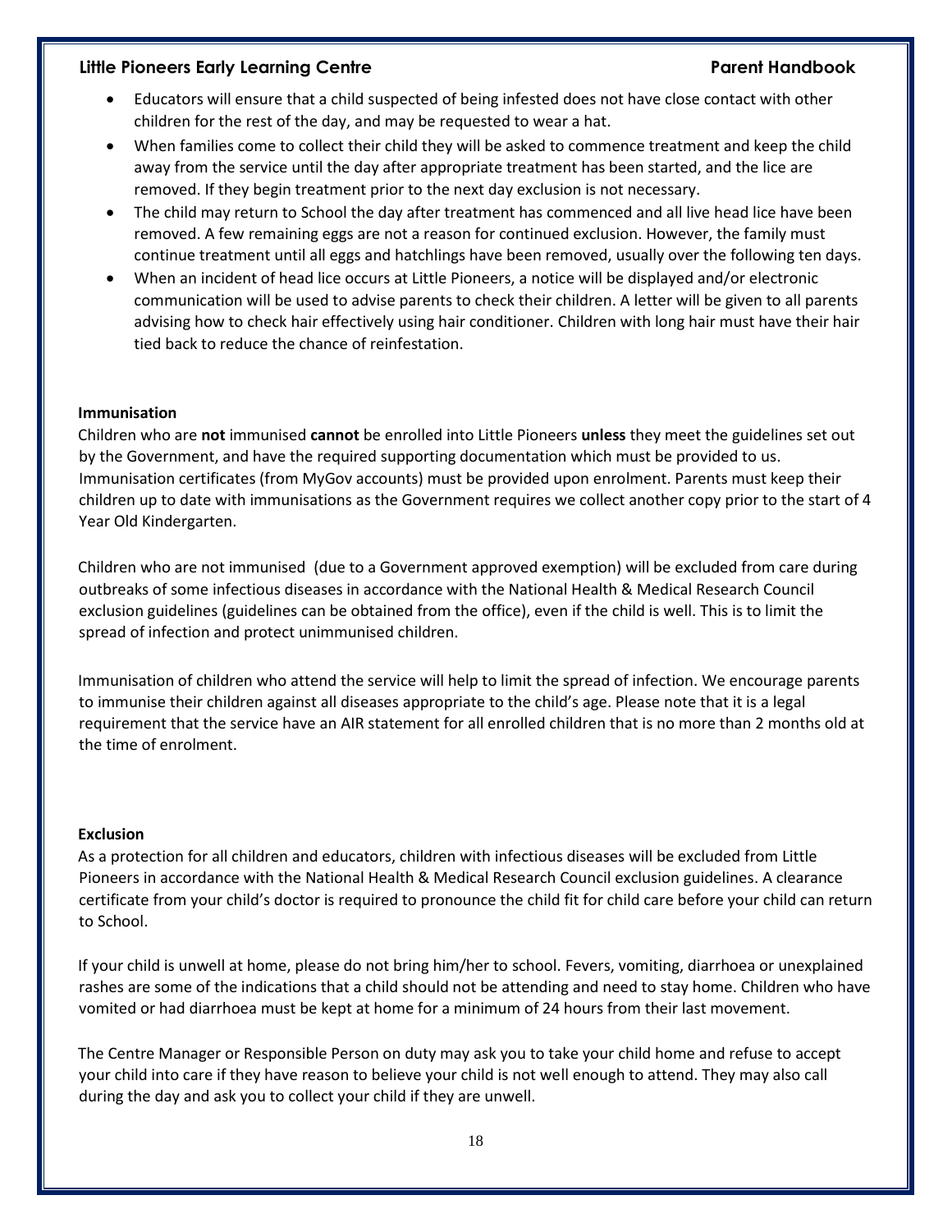- Educators will ensure that a child suspected of being infested does not have close contact with other children for the rest of the day, and may be requested to wear a hat.
- When families come to collect their child they will be asked to commence treatment and keep the child away from the service until the day after appropriate treatment has been started, and the lice are removed. If they begin treatment prior to the next day exclusion is not necessary.
- The child may return to School the day after treatment has commenced and all live head lice have been removed. A few remaining eggs are not a reason for continued exclusion. However, the family must continue treatment until all eggs and hatchlings have been removed, usually over the following ten days.
- When an incident of head lice occurs at Little Pioneers, a notice will be displayed and/or electronic communication will be used to advise parents to check their children. A letter will be given to all parents advising how to check hair effectively using hair conditioner. Children with long hair must have their hair tied back to reduce the chance of reinfestation.

**Immunisation**

Children who are **not** immunised **cannot** be enrolled into Little Pioneers **unless** they meet the guidelines set out by the Government, and have the required supporting documentation which must be provided to us. Immunisation certificates (from MyGov accounts) must be provided upon enrolment. Parents must keep their children up to date with immunisations as the Government requires we collect another copy prior to the start of 4 Year Old Kindergarten.

Children who are not immunised (due to a Government approved exemption) will be excluded from care during outbreaks of some infectious diseases in accordance with the National Health & Medical Research Council exclusion guidelines (guidelines can be obtained from the office), even if the child is well. This is to limit the spread of infection and protect unimmunised children.

Immunisation of children who attend the service will help to limit the spread of infection. We encourage parents to immunise their children against all diseases appropriate to the child's age. Please note that it is a legal requirement that the service have an AIR statement for all enrolled children that is no more than 2 months old at the time of enrolment.

**Exclusion**

As a protection for all children and educators, children with infectious diseases will be excluded from Little Pioneers in accordance with the National Health & Medical Research Council exclusion guidelines. A clearance certificate from your child's doctor is required to pronounce the child fit for child care before your child can return to School.

If your child is unwell at home, please do not bring him/her to school. Fevers, vomiting, diarrhoea or unexplained rashes are some of the indications that a child should not be attending and need to stay home. Children who have vomited or had diarrhoea must be kept at home for a minimum of 24 hours from their last movement.

The Centre Manager or Responsible Person on duty may ask you to take your child home and refuse to accept your child into care if they have reason to believe your child is not well enough to attend. They may also call during the day and ask you to collect your child if they are unwell.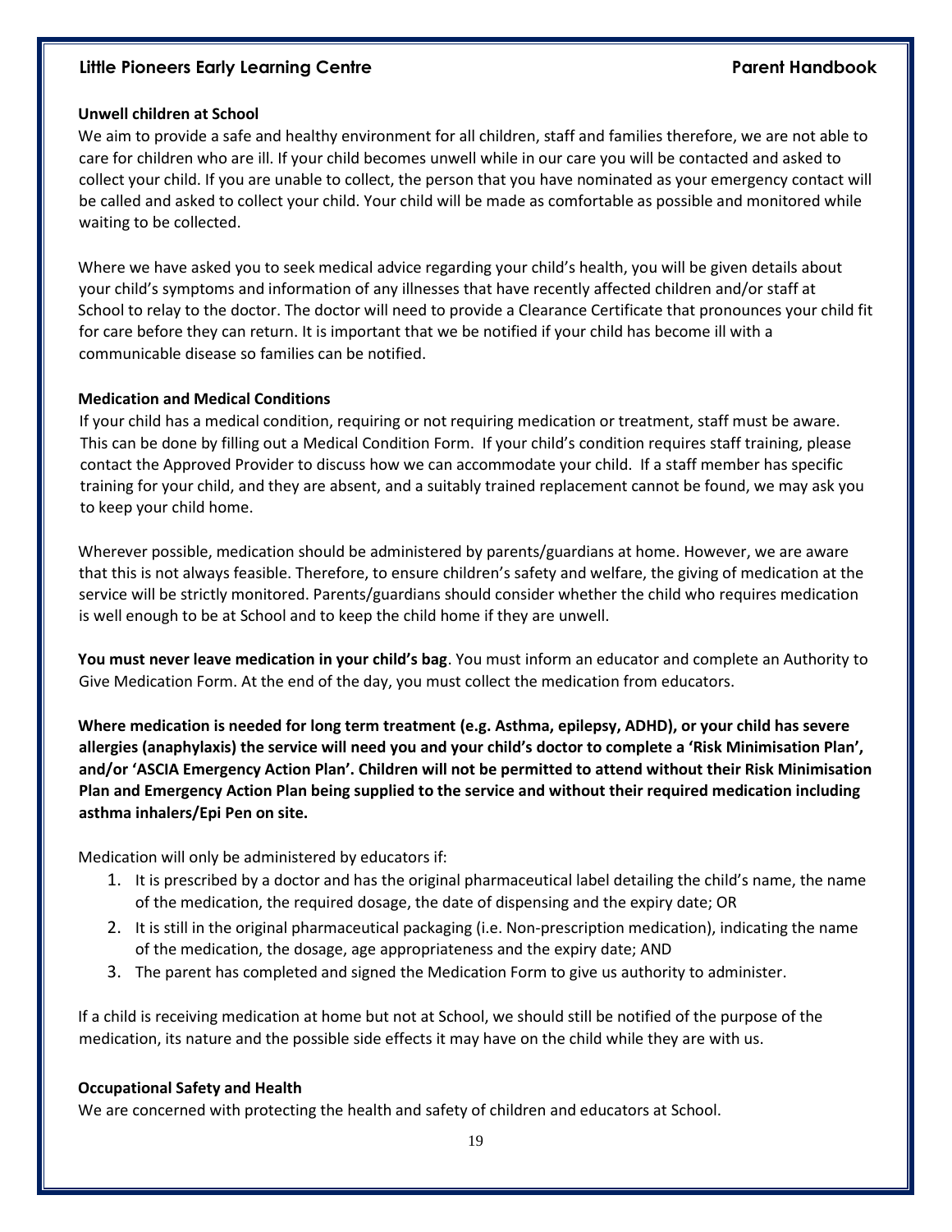### Unwell children at School

We aim to provide a safe and healthy environment for all children, staff and families therefore, we are not able to care for children who are ill. If your child becomes unwell while in our care you will be contacted and asked to collect your child. If you are unable to collect, the person that you have nominated as your emergency contact will be called and asked to collect your child. Your child will be made as comfortable as possible and monitored while waiting to be collected.

Where we have asked you to seek medical advice regarding your child's health, you will be given details about your child's symptoms and information of any illnesses that have recently affected children and/or staff at School to relay to the doctor. The doctor will need to provide a Clearance Certificate that pronounces your child fit for care before they can return. It is important that we be notified if your child has become ill with a communicable disease so families can be notified.

### Medication and Medical Conditions

If your child has a medical condition, requiring or not requiring medication or treatment, staff must be aware. This can be done by filling out a Medical Condition Form. If your child's condition requires staff training, please contact the Approved Provider to discuss how we can accommodate your child. If a staff member has specific training for your child, and they are absent, and a suitably trained replacement cannot be found, we may ask you to keep your child home.

Wherever possible, medication should be administered by parents/guardians at home. However, we are aware that this is not always feasible. Therefore, to ensure children's safety and welfare, the giving of medication at the service will be strictly monitored. Parents/guardians should consider whether the child who requires medication is well enough to be at School and to keep the child home if they are unwell.

**You must never leave medication in your child's bag**. You must inform an educator and complete an Authority to Give Medication Form. At the end of the day, you must collect the medication from educators.

**Where medication is needed for long term treatment (e.g. Asthma, epilepsy, ADHD), or your child has severe allergies (anaphylaxis) the service will need you and your child's doctor to complete a 'Risk Minimisation Plan', and/or 'ASCIA Emergency Action Plan'. Children will not be permitted to attend without their Risk Minimisation Plan and Emergency Action Plan being supplied to the service and without their required medication including asthma inhalers/Epi Pen on site.**

Medication will only be administered by educators if:

1. It is prescribed by a doctor and has the original pharmaceutical label detailing the child's name, the name of the medication, the required dosage, the date of dispensing and the expiry date; OR
2. It is still in the original pharmaceutical packaging (i.e. Non-prescription medication), indicating the name of the medication, the dosage, age appropriateness and the expiry date; AND
3. The parent has completed and signed the Medication Form to give us authority to administer.

If a child is receiving medication at home but not at School, we should still be notified of the purpose of the medication, its nature and the possible side effects it may have on the child while they are with us.

### Occupational Safety and Health

We are concerned with protecting the health and safety of children and educators at School.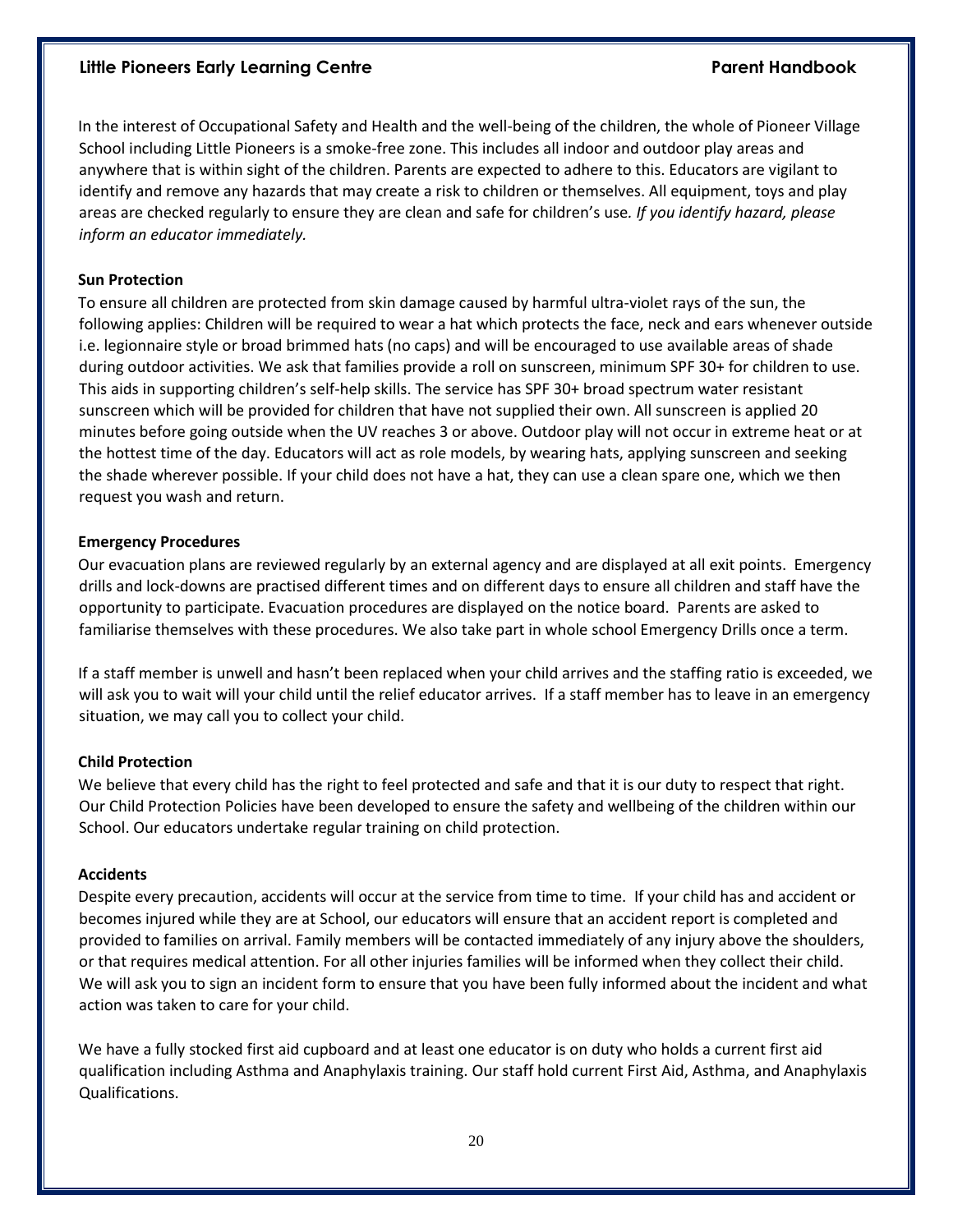In the interest of Occupational Safety and Health and the well-being of the children, the whole of Pioneer Village School including Little Pioneers is a smoke-free zone. This includes all indoor and outdoor play areas and anywhere that is within sight of the children. Parents are expected to adhere to this. Educators are vigilant to identify and remove any hazards that may create a risk to children or themselves. All equipment, toys and play areas are checked regularly to ensure they are clean and safe for children's use. *If you identify hazard, please inform an educator immediately.*

**Sun Protection**

To ensure all children are protected from skin damage caused by harmful ultra-violet rays of the sun, the following applies: Children will be required to wear a hat which protects the face, neck and ears whenever outside i.e. legionnaire style or broad brimmed hats (no caps) and will be encouraged to use available areas of shade during outdoor activities. We ask that families provide a roll on sunscreen, minimum SPF 30+ for children to use. This aids in supporting children's self-help skills. The service has SPF 30+ broad spectrum water resistant sunscreen which will be provided for children that have not supplied their own. All sunscreen is applied 20 minutes before going outside when the UV reaches 3 or above. Outdoor play will not occur in extreme heat or at the hottest time of the day. Educators will act as role models, by wearing hats, applying sunscreen and seeking the shade wherever possible. If your child does not have a hat, they can use a clean spare one, which we then request you wash and return.

**Emergency Procedures**

Our evacuation plans are reviewed regularly by an external agency and are displayed at all exit points. Emergency drills and lock-downs are practised different times and on different days to ensure all children and staff have the opportunity to participate. Evacuation procedures are displayed on the notice board. Parents are asked to familiarise themselves with these procedures. We also take part in whole school Emergency Drills once a term.

If a staff member is unwell and hasn't been replaced when your child arrives and the staffing ratio is exceeded, we will ask you to wait will your child until the relief educator arrives. If a staff member has to leave in an emergency situation, we may call you to collect your child.

**Child Protection**

We believe that every child has the right to feel protected and safe and that it is our duty to respect that right. Our Child Protection Policies have been developed to ensure the safety and wellbeing of the children within our School. Our educators undertake regular training on child protection.

**Accidents**

Despite every precaution, accidents will occur at the service from time to time. If your child has and accident or becomes injured while they are at School, our educators will ensure that an accident report is completed and provided to families on arrival. Family members will be contacted immediately of any injury above the shoulders, or that requires medical attention. For all other injuries families will be informed when they collect their child. We will ask you to sign an incident form to ensure that you have been fully informed about the incident and what action was taken to care for your child.

We have a fully stocked first aid cupboard and at least one educator is on duty who holds a current first aid qualification including Asthma and Anaphylaxis training. Our staff hold current First Aid, Asthma, and Anaphylaxis Qualifications.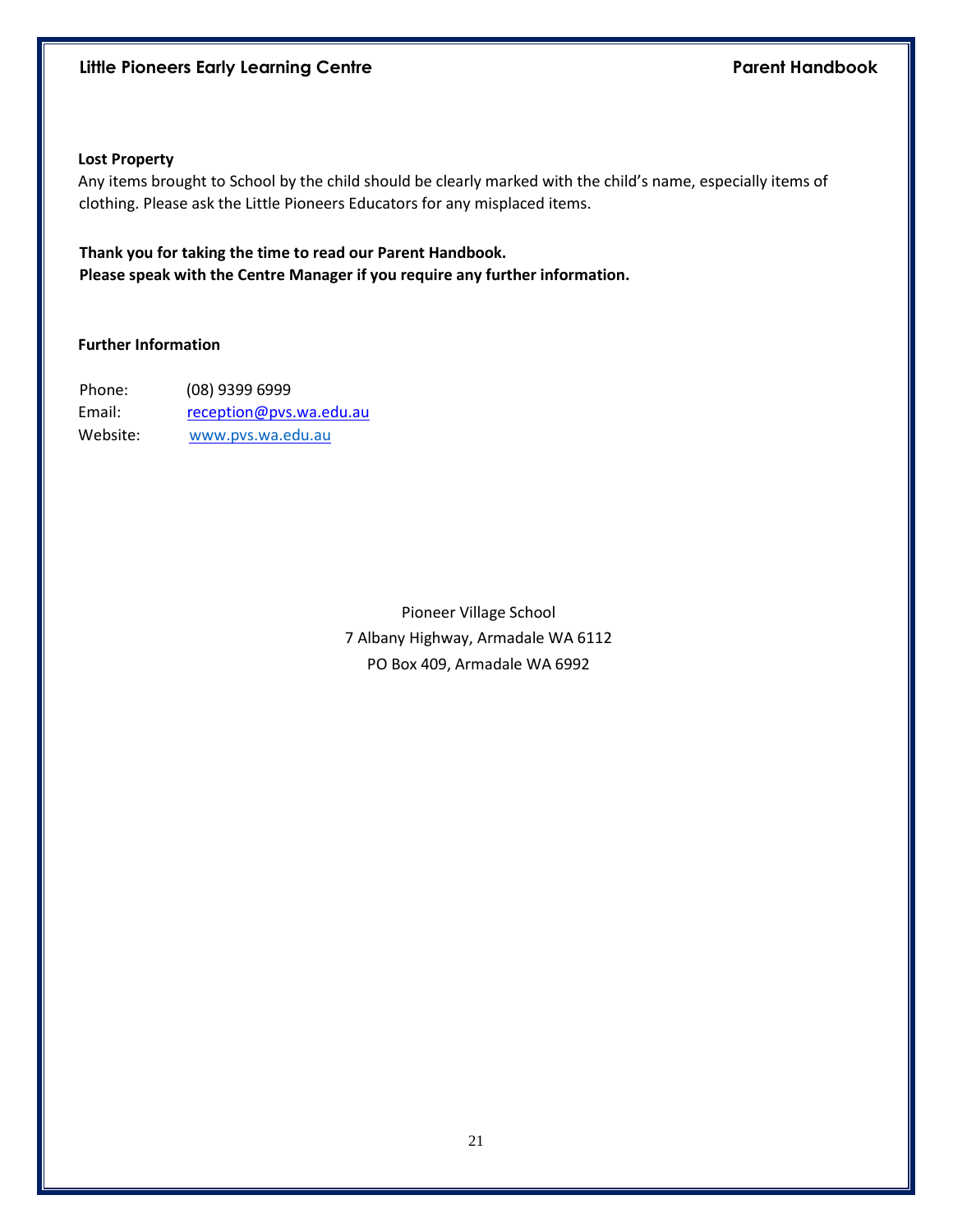### Lost Property

Any items brought to School by the child should be clearly marked with the child's name, especially items of clothing. Please ask the Little Pioneers Educators for any misplaced items.

**Thank you for taking the time to read our Parent Handbook.**
**Please speak with the Centre Manager if you require any further information.**

### Further Information

| | |
|---|---|
| Phone: | (08) 9399 6999 |
| Email: | reception@pvs.wa.edu.au |
| Website: | www.pvs.wa.edu.au |

Pioneer Village School
7 Albany Highway, Armadale WA 6112
PO Box 409, Armadale WA 6992